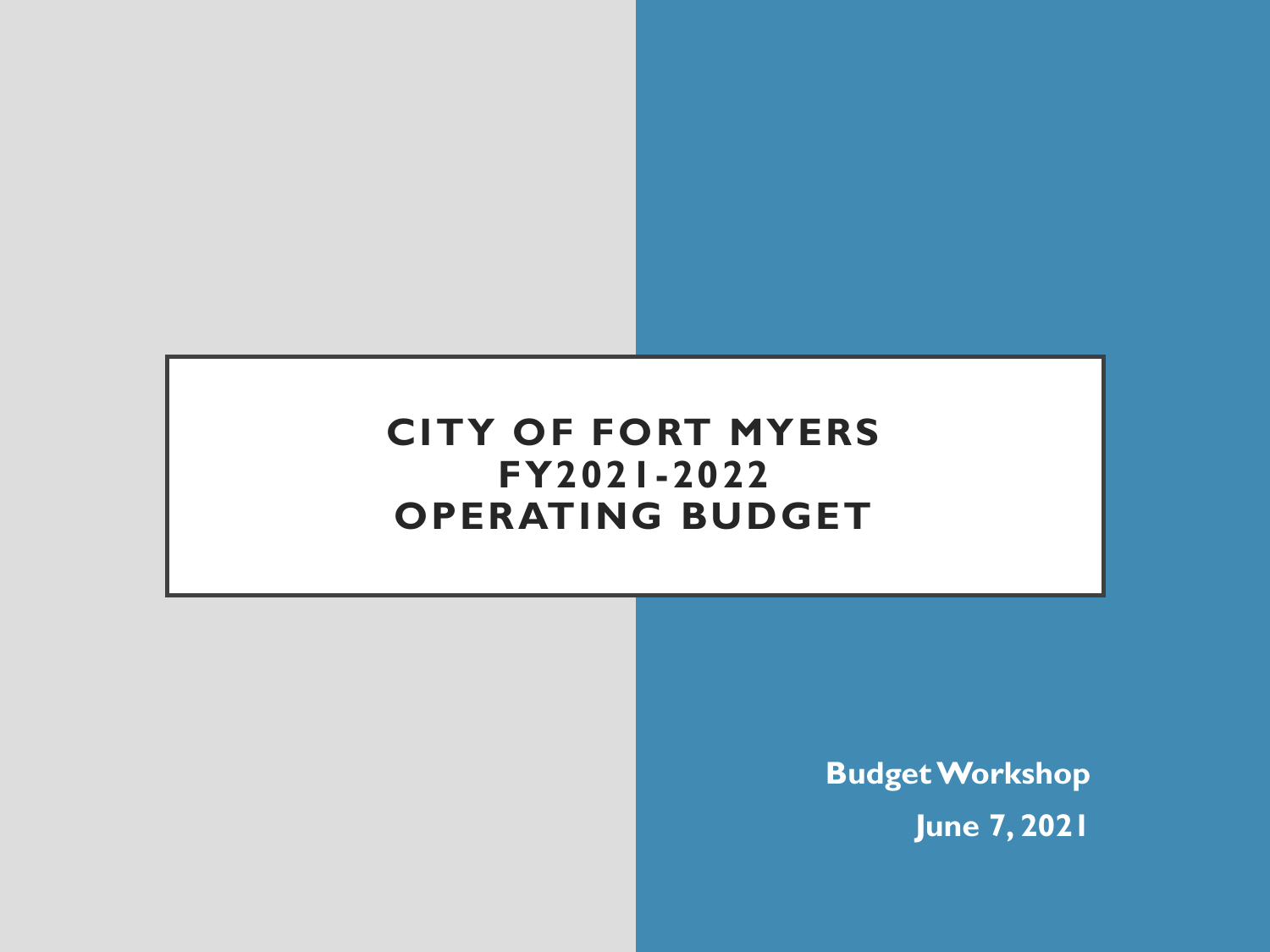# CITY OF FORT MYERS
# FY2021-2022
# OPERATING BUDGET

**Budget Workshop**

**June 7, 2021**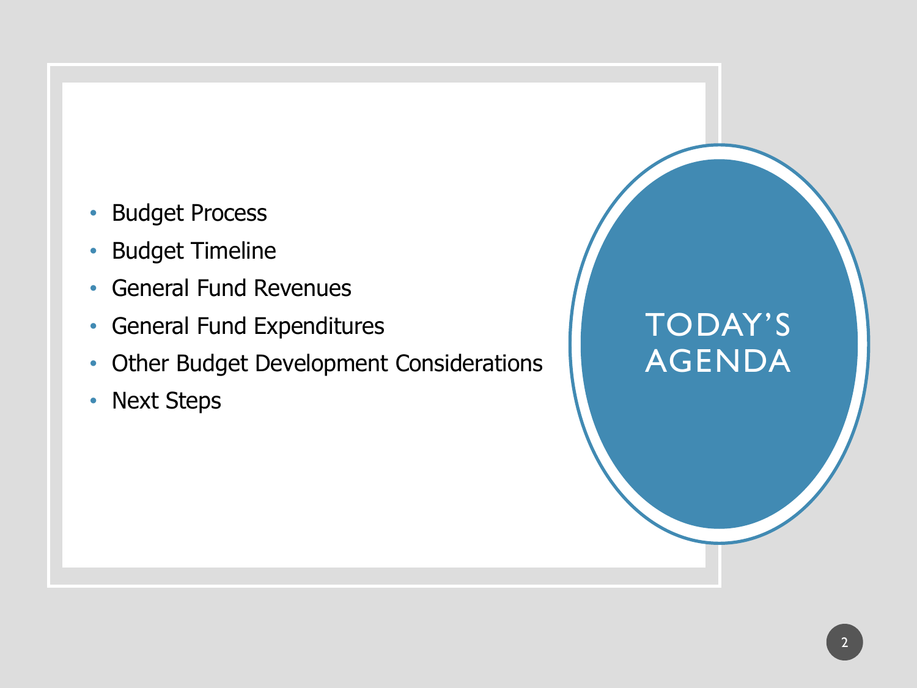# TODAY'S AGENDA

- Budget Process
- Budget Timeline
- General Fund Revenues
- General Fund Expenditures
- Other Budget Development Considerations
- Next Steps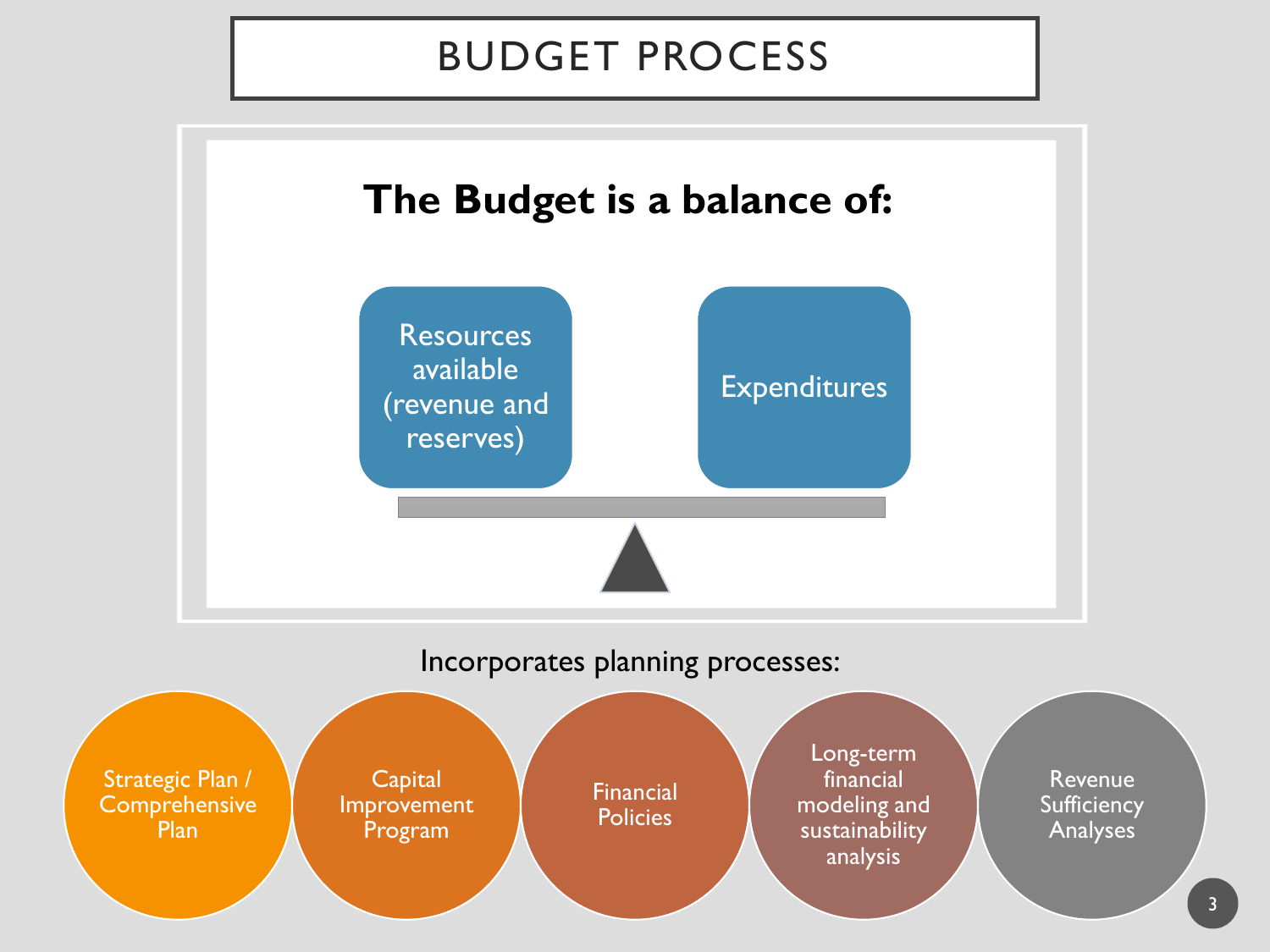# BUDGET PROCESS

## The Budget is a balance of:

- Resources available (revenue and reserves)
- Expenditures

Incorporates planning processes:

- Strategic Plan / Comprehensive Plan
- Capital Improvement Program
- Financial Policies
- Long-term financial modeling and sustainability analysis
- Revenue Sufficiency Analyses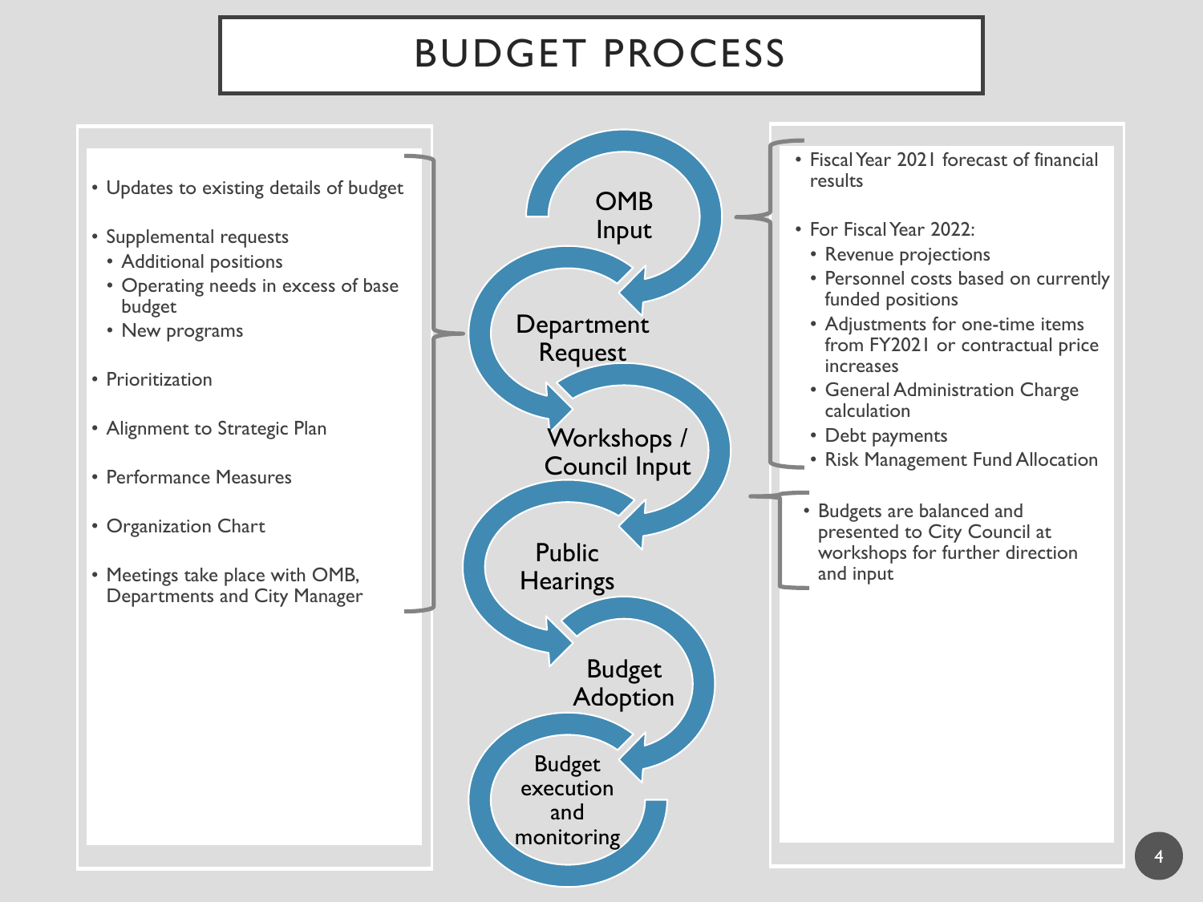# BUDGET PROCESS

- Updates to existing details of budget
- Supplemental requests
  - Additional positions
  - Operating needs in excess of base budget
  - New programs
- Prioritization
- Alignment to Strategic Plan
- Performance Measures
- Organization Chart
- Meetings take place with OMB, Departments and City Manager

OMB Input

Department Request

Workshops / Council Input

Public Hearings

Budget Adoption

Budget execution and monitoring

- Fiscal Year 2021 forecast of financial results
- For Fiscal Year 2022:
  - Revenue projections
  - Personnel costs based on currently funded positions
  - Adjustments for one-time items from FY2021 or contractual price increases
  - General Administration Charge calculation
  - Debt payments
  - Risk Management Fund Allocation

- Budgets are balanced and presented to City Council at workshops for further direction and input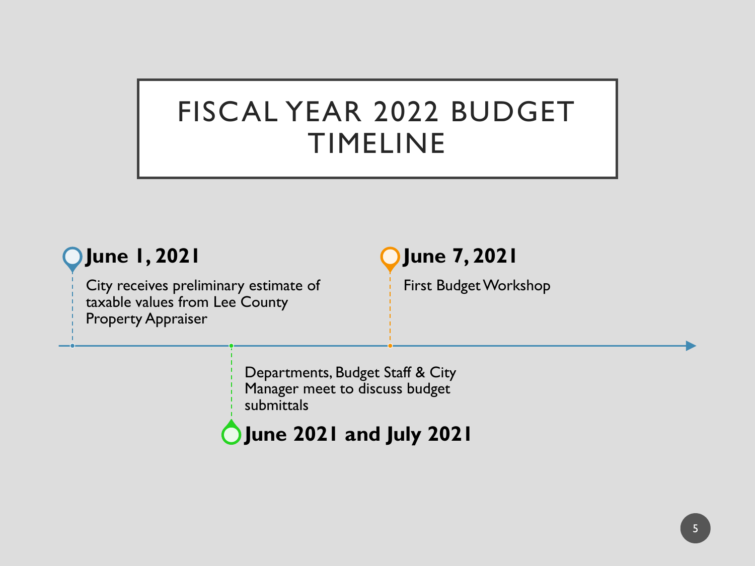# FISCAL YEAR 2022 BUDGET TIMELINE

**June 1, 2021**

City receives preliminary estimate of taxable values from Lee County Property Appraiser

**June 2021 and July 2021**

Departments, Budget Staff & City Manager meet to discuss budget submittals

**June 7, 2021**

First Budget Workshop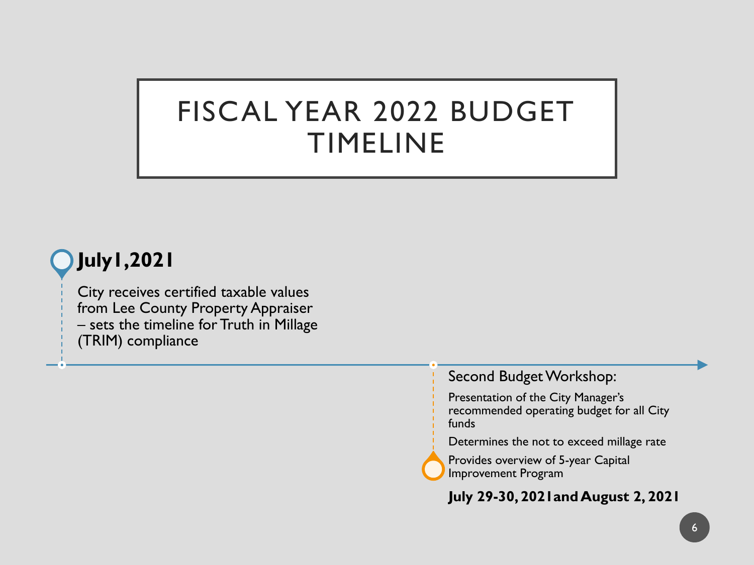# FISCAL YEAR 2022 BUDGET TIMELINE

**July 1, 2021**

City receives certified taxable values from Lee County Property Appraiser – sets the timeline for Truth in Millage (TRIM) compliance

Second Budget Workshop:

- Presentation of the City Manager's recommended operating budget for all City funds
- Determines the not to exceed millage rate
- Provides overview of 5-year Capital Improvement Program

**July 29-30, 2021 and August 2, 2021**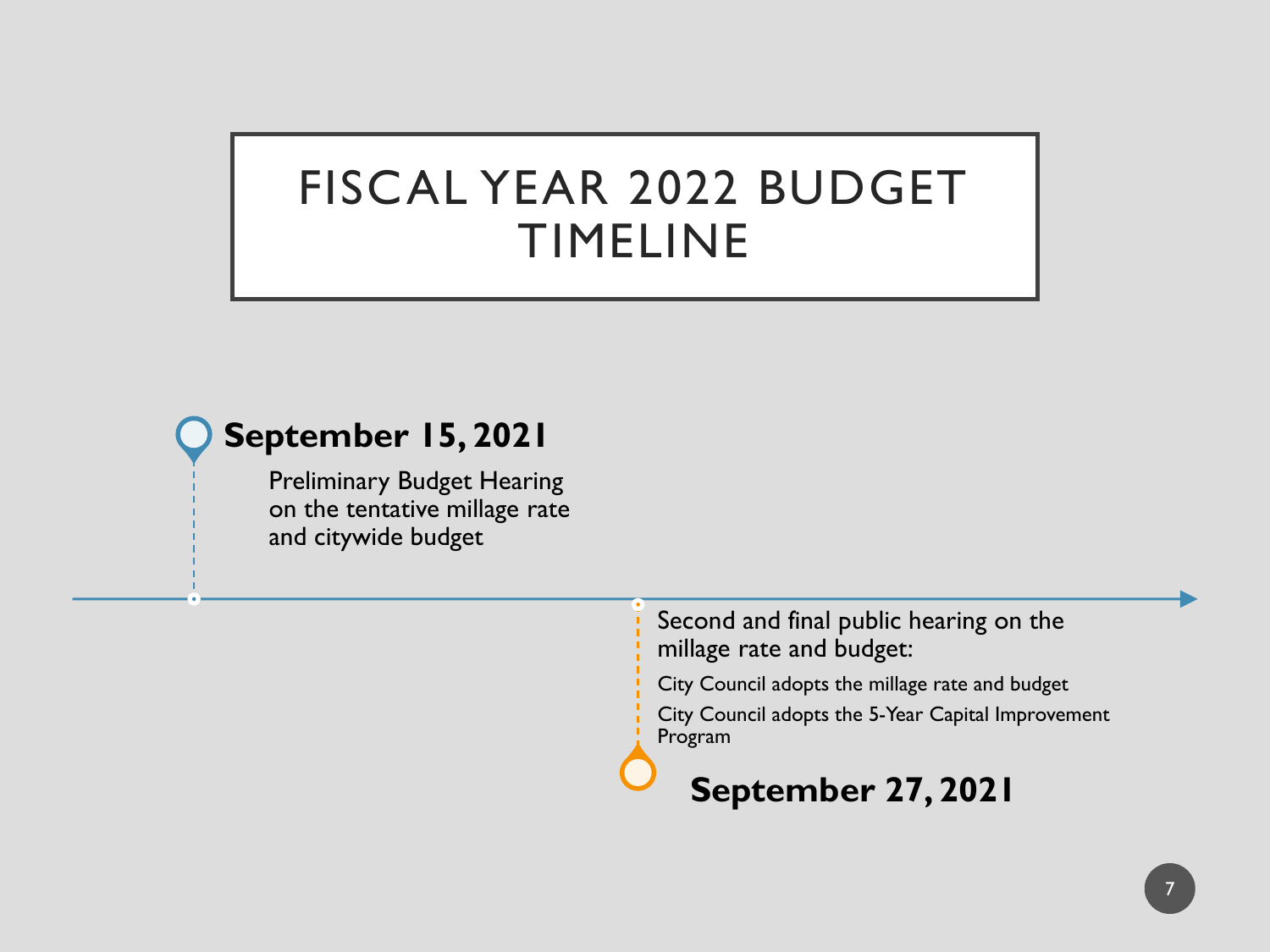# FISCAL YEAR 2022 BUDGET TIMELINE

**September 15, 2021**

Preliminary Budget Hearing on the tentative millage rate and citywide budget

**September 27, 2021**

Second and final public hearing on the millage rate and budget:

- City Council adopts the millage rate and budget
- City Council adopts the 5-Year Capital Improvement Program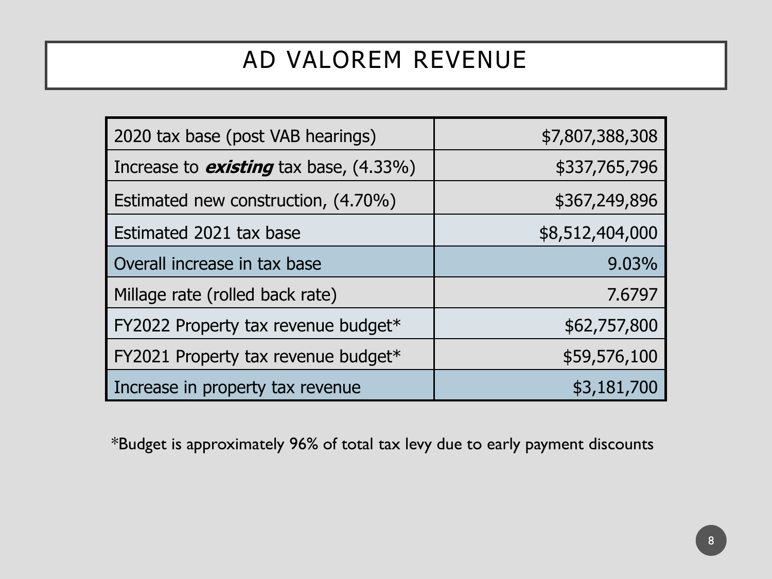# AD VALOREM REVENUE

| | |
|---|---:|
| 2020 tax base (post VAB hearings) | $7,807,388,308 |
| Increase to ***existing*** tax base, (4.33%) | $337,765,796 |
| Estimated new construction, (4.70%) | $367,249,896 |
| Estimated 2021 tax base | $8,512,404,000 |
| Overall increase in tax base | 9.03% |
| Millage rate (rolled back rate) | 7.6797 |
| FY2022 Property tax revenue budget* | $62,757,800 |
| FY2021 Property tax revenue budget* | $59,576,100 |
| Increase in property tax revenue | $3,181,700 |

*Budget is approximately 96% of total tax levy due to early payment discounts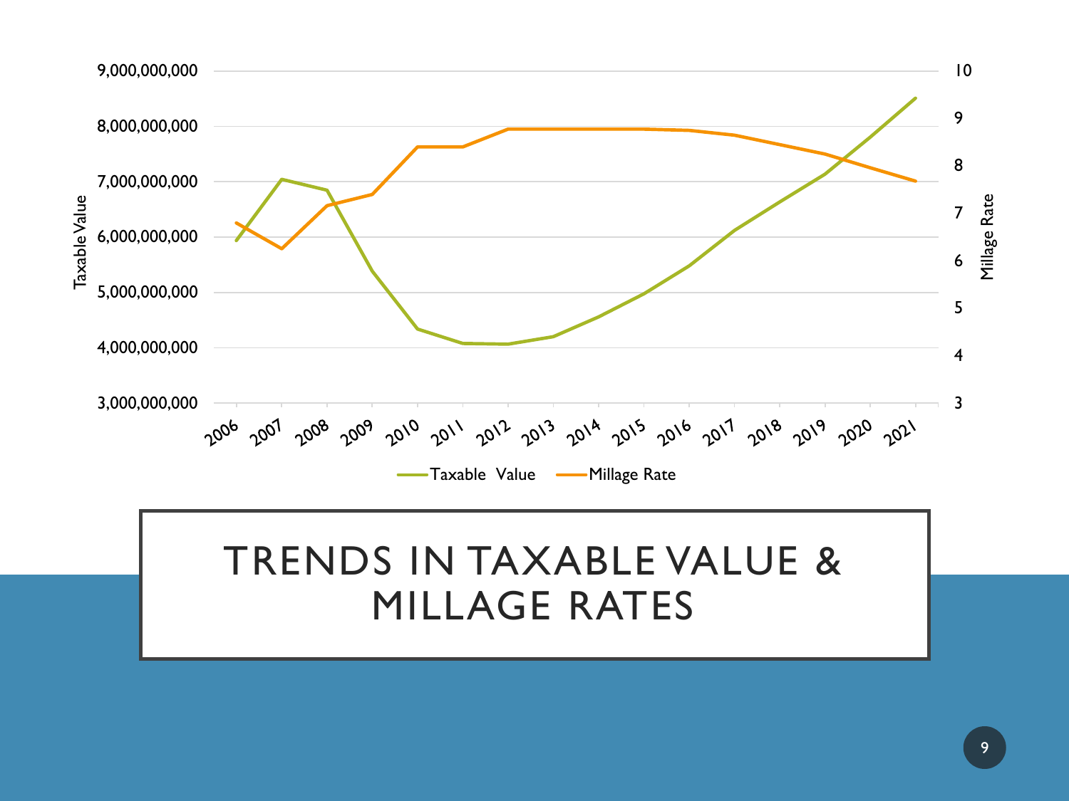# TRENDS IN TAXABLE VALUE & MILLAGE RATES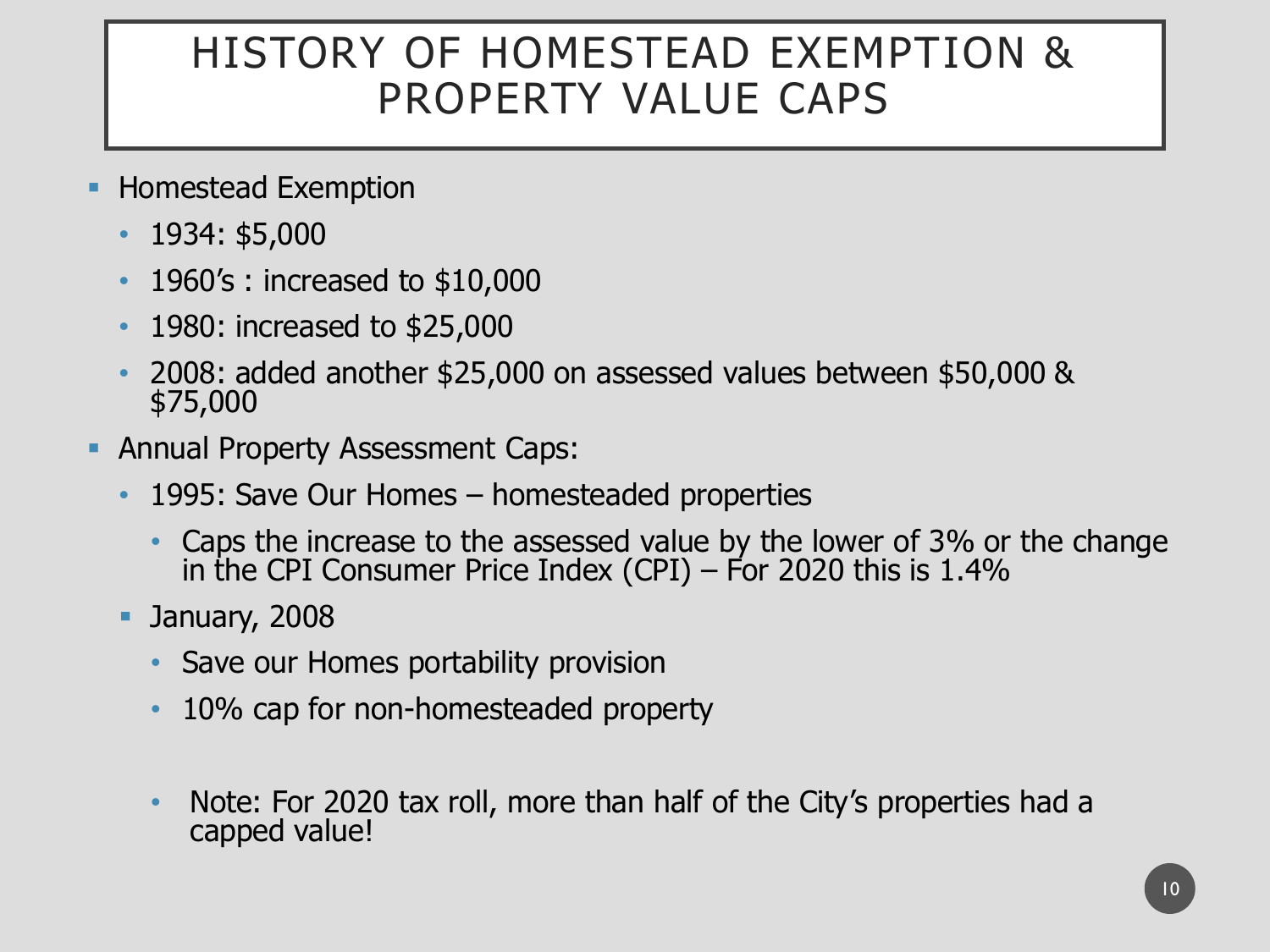# HISTORY OF HOMESTEAD EXEMPTION & PROPERTY VALUE CAPS

- Homestead Exemption
  - 1934: $5,000
  - 1960's : increased to $10,000
  - 1980: increased to $25,000
  - 2008: added another $25,000 on assessed values between $50,000 & $75,000
- Annual Property Assessment Caps:
  - 1995: Save Our Homes – homesteaded properties
    - Caps the increase to the assessed value by the lower of 3% or the change in the CPI Consumer Price Index (CPI) – For 2020 this is 1.4%
  - January, 2008
    - Save our Homes portability provision
    - 10% cap for non-homesteaded property

    - Note: For 2020 tax roll, more than half of the City's properties had a capped value!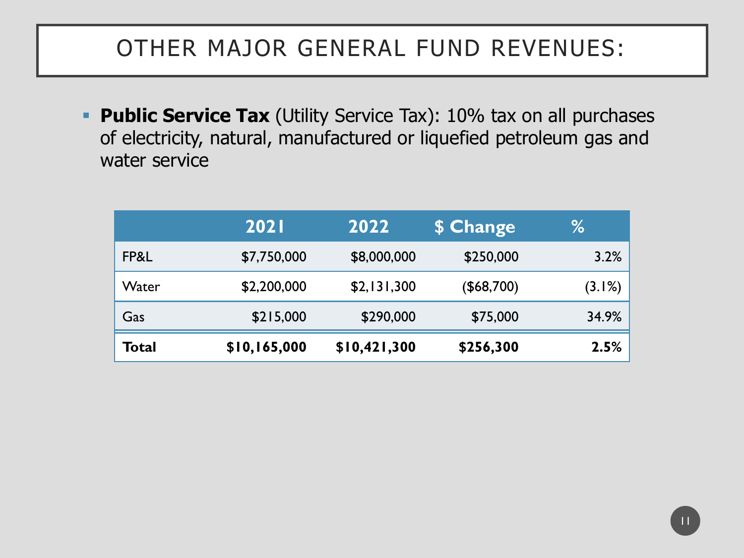# OTHER MAJOR GENERAL FUND REVENUES:

- **Public Service Tax** (Utility Service Tax): 10% tax on all purchases of electricity, natural, manufactured or liquefied petroleum gas and water service

| | 2021 | 2022 | $ Change | % |
|---|---|---|---|---|
| FP&L | $7,750,000 | $8,000,000 | $250,000 | 3.2% |
| Water | $2,200,000 | $2,131,300 | ($68,700) | (3.1%) |
| Gas | $215,000 | $290,000 | $75,000 | 34.9% |
| **Total** | **$10,165,000** | **$10,421,300** | **$256,300** | **2.5%** |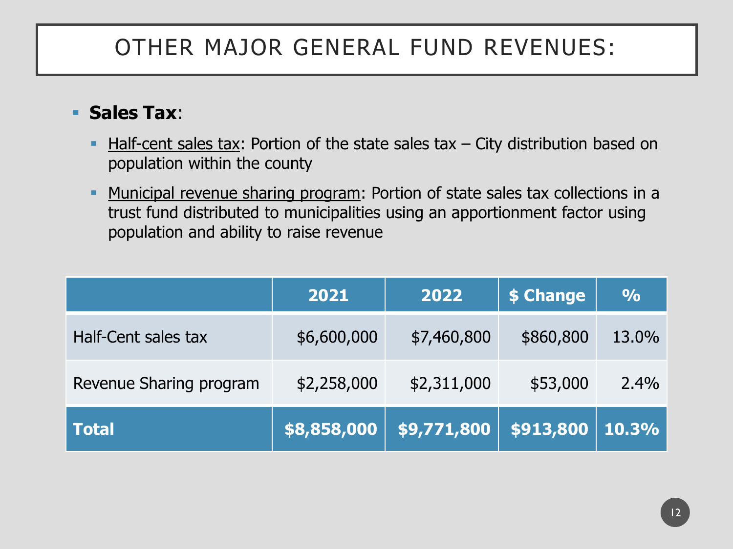# OTHER MAJOR GENERAL FUND REVENUES:

- **Sales Tax**:
  - Half-cent sales tax: Portion of the state sales tax – City distribution based on population within the county
  - Municipal revenue sharing program: Portion of state sales tax collections in a trust fund distributed to municipalities using an apportionment factor using population and ability to raise revenue

| | 2021 | 2022 | $ Change | % |
|---|---|---|---|---|
| Half-Cent sales tax | $6,600,000 | $7,460,800 | $860,800 | 13.0% |
| Revenue Sharing program | $2,258,000 | $2,311,000 | $53,000 | 2.4% |
| **Total** | **$8,858,000** | **$9,771,800** | **$913,800** | **10.3%** |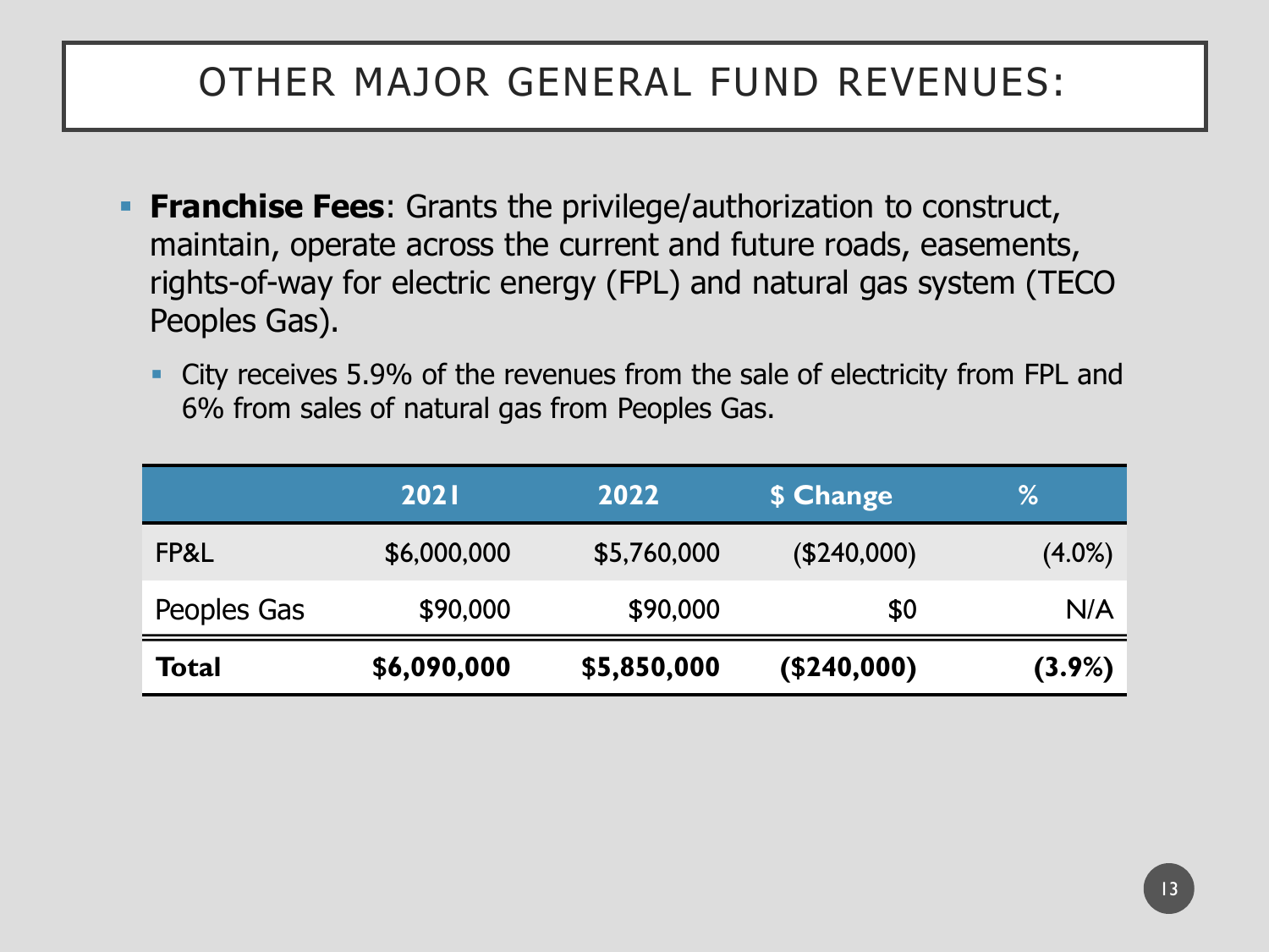# OTHER MAJOR GENERAL FUND REVENUES:

- **Franchise Fees**: Grants the privilege/authorization to construct, maintain, operate across the current and future roads, easements, rights-of-way for electric energy (FPL) and natural gas system (TECO Peoples Gas).
  - City receives 5.9% of the revenues from the sale of electricity from FPL and 6% from sales of natural gas from Peoples Gas.

| | 2021 | 2022 | $ Change | % |
|---|---|---|---|---|
| FP&L | $6,000,000 | $5,760,000 | ($240,000) | (4.0%) |
| Peoples Gas | $90,000 | $90,000 | $0 | N/A |
| **Total** | **$6,090,000** | **$5,850,000** | **($240,000)** | **(3.9%)** |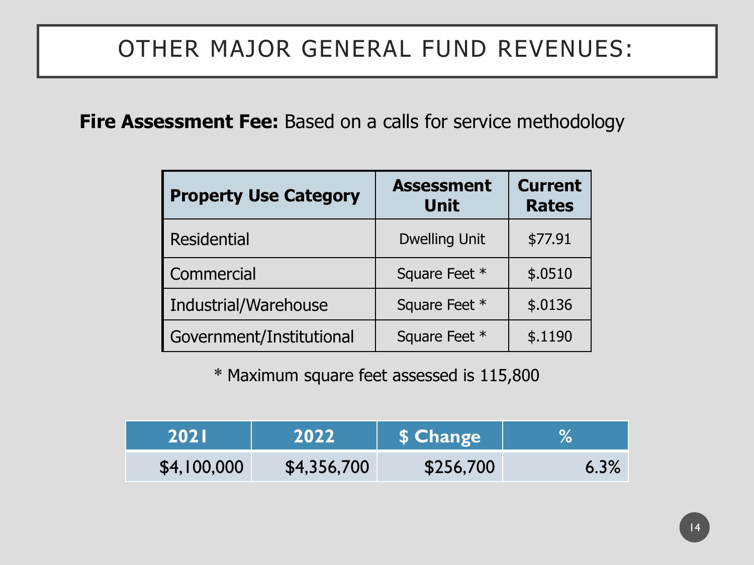# OTHER MAJOR GENERAL FUND REVENUES:

**Fire Assessment Fee:** Based on a calls for service methodology

| Property Use Category | Assessment Unit | Current Rates |
|---|---|---|
| Residential | Dwelling Unit | $77.91 |
| Commercial | Square Feet * | $.0510 |
| Industrial/Warehouse | Square Feet * | $.0136 |
| Government/Institutional | Square Feet * | $.1190 |

* Maximum square feet assessed is 115,800

| 2021 | 2022 | $ Change | % |
|---|---|---|---|
| $4,100,000 | $4,356,700 | $256,700 | 6.3% |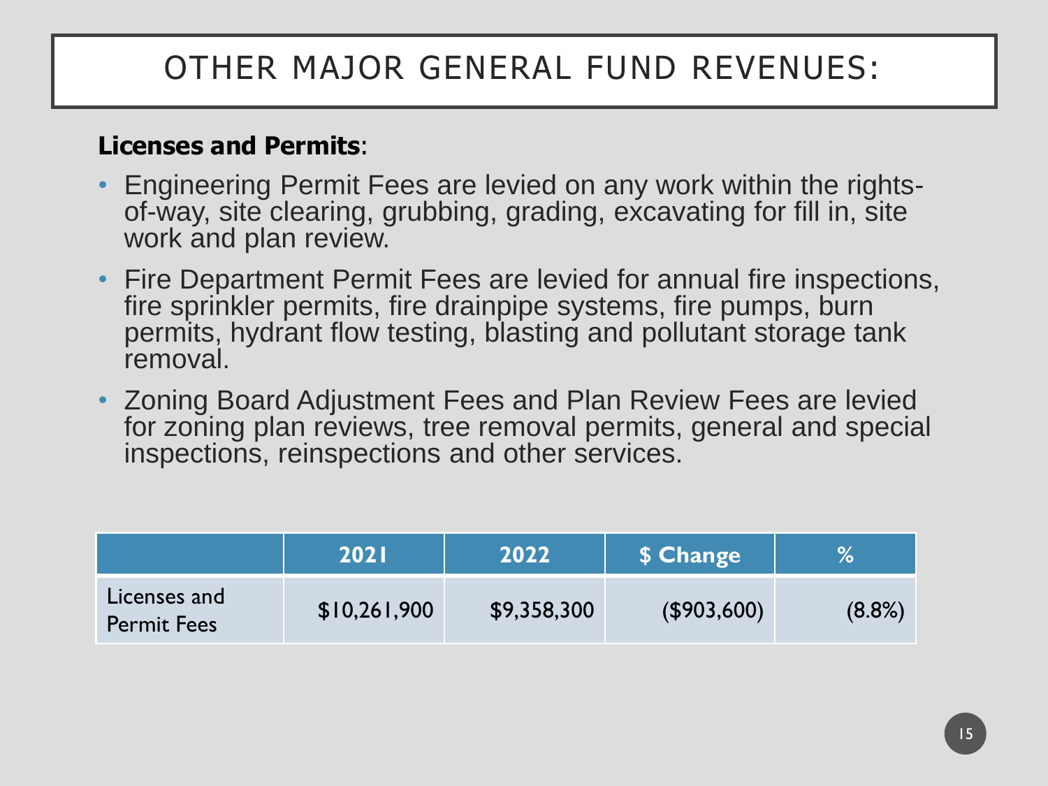# OTHER MAJOR GENERAL FUND REVENUES:

**Licenses and Permits**:

- Engineering Permit Fees are levied on any work within the rights-of-way, site clearing, grubbing, grading, excavating for fill in, site work and plan review.
- Fire Department Permit Fees are levied for annual fire inspections, fire sprinkler permits, fire drainpipe systems, fire pumps, burn permits, hydrant flow testing, blasting and pollutant storage tank removal.
- Zoning Board Adjustment Fees and Plan Review Fees are levied for zoning plan reviews, tree removal permits, general and special inspections, reinspections and other services.

| | 2021 | 2022 | $ Change | % |
|---|---|---|---|---|
| Licenses and Permit Fees | $10,261,900 | $9,358,300 | ($903,600) | (8.8%) |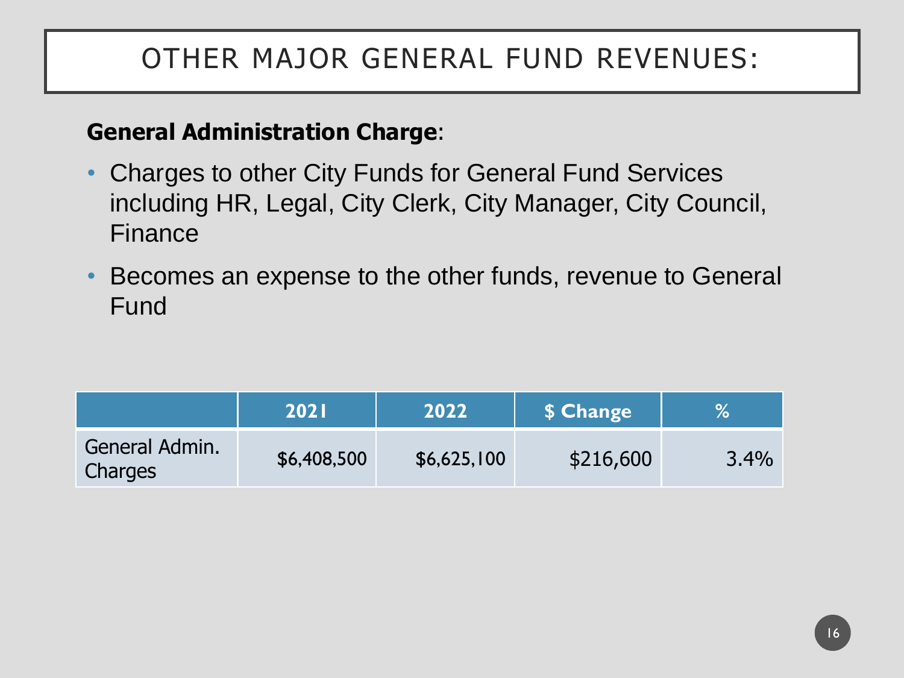# OTHER MAJOR GENERAL FUND REVENUES:

**General Administration Charge**:

- Charges to other City Funds for General Fund Services including HR, Legal, City Clerk, City Manager, City Council, Finance
- Becomes an expense to the other funds, revenue to General Fund

| | 2021 | 2022 | $ Change | % |
|---|---|---|---|---|
| General Admin. Charges | $6,408,500 | $6,625,100 | $216,600 | 3.4% |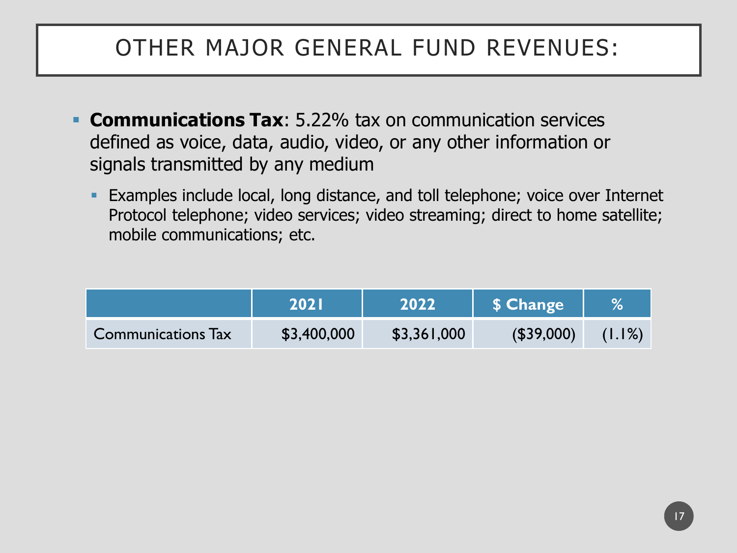# OTHER MAJOR GENERAL FUND REVENUES:

- **Communications Tax**: 5.22% tax on communication services defined as voice, data, audio, video, or any other information or signals transmitted by any medium
  - Examples include local, long distance, and toll telephone; voice over Internet Protocol telephone; video services; video streaming; direct to home satellite; mobile communications; etc.

| | 2021 | 2022 | $ Change | % |
|---|---|---|---|---|
| Communications Tax | $3,400,000 | $3,361,000 | ($39,000) | (1.1%) |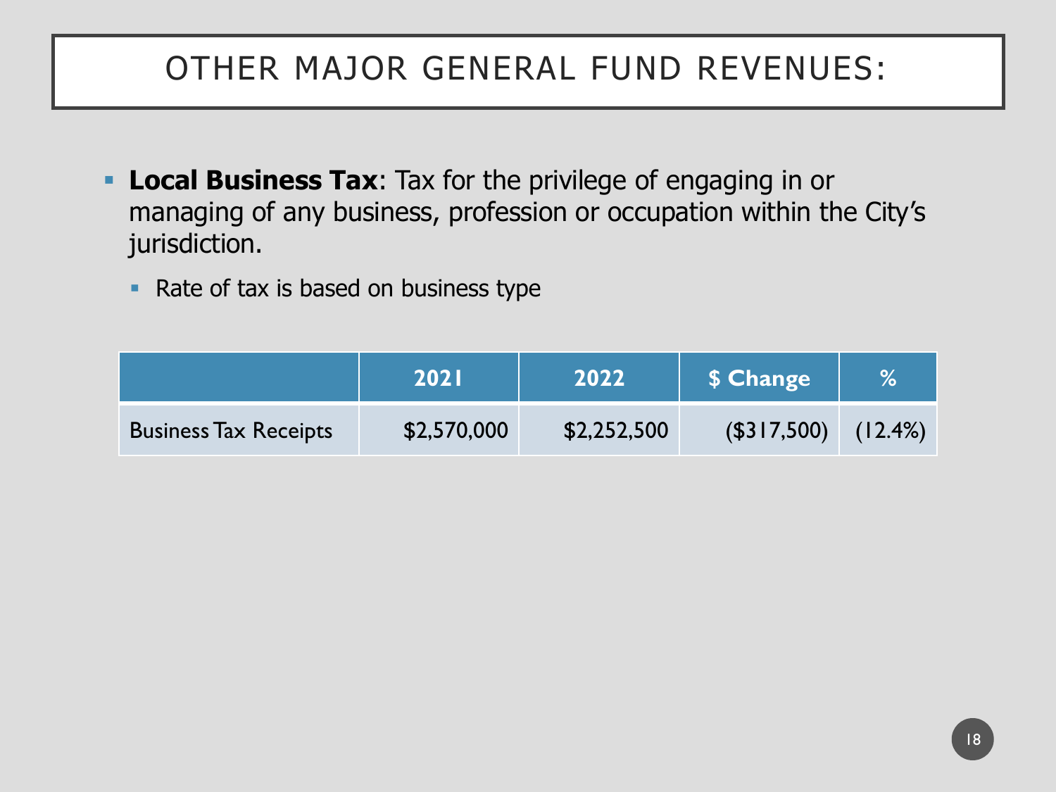# OTHER MAJOR GENERAL FUND REVENUES:

- **Local Business Tax**: Tax for the privilege of engaging in or managing of any business, profession or occupation within the City's jurisdiction.
  - Rate of tax is based on business type

| | 2021 | 2022 | $ Change | % |
|---|---|---|---|---|
| Business Tax Receipts | $2,570,000 | $2,252,500 | ($317,500) | (12.4%) |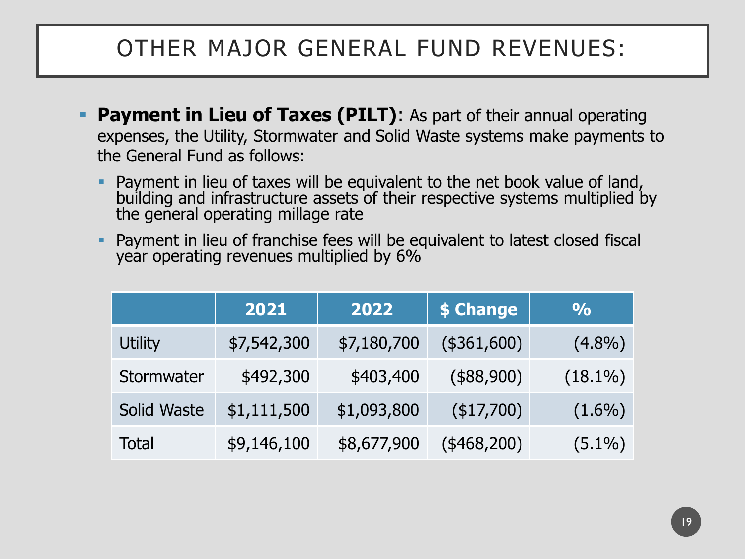# OTHER MAJOR GENERAL FUND REVENUES:

- **Payment in Lieu of Taxes (PILT)**: As part of their annual operating expenses, the Utility, Stormwater and Solid Waste systems make payments to the General Fund as follows:
  - Payment in lieu of taxes will be equivalent to the net book value of land, building and infrastructure assets of their respective systems multiplied by the general operating millage rate
  - Payment in lieu of franchise fees will be equivalent to latest closed fiscal year operating revenues multiplied by 6%

| | 2021 | 2022 | $ Change | % |
|---|---|---|---|---|
| Utility | $7,542,300 | $7,180,700 | ($361,600) | (4.8%) |
| Stormwater | $492,300 | $403,400 | ($88,900) | (18.1%) |
| Solid Waste | $1,111,500 | $1,093,800 | ($17,700) | (1.6%) |
| Total | $9,146,100 | $8,677,900 | ($468,200) | (5.1%) |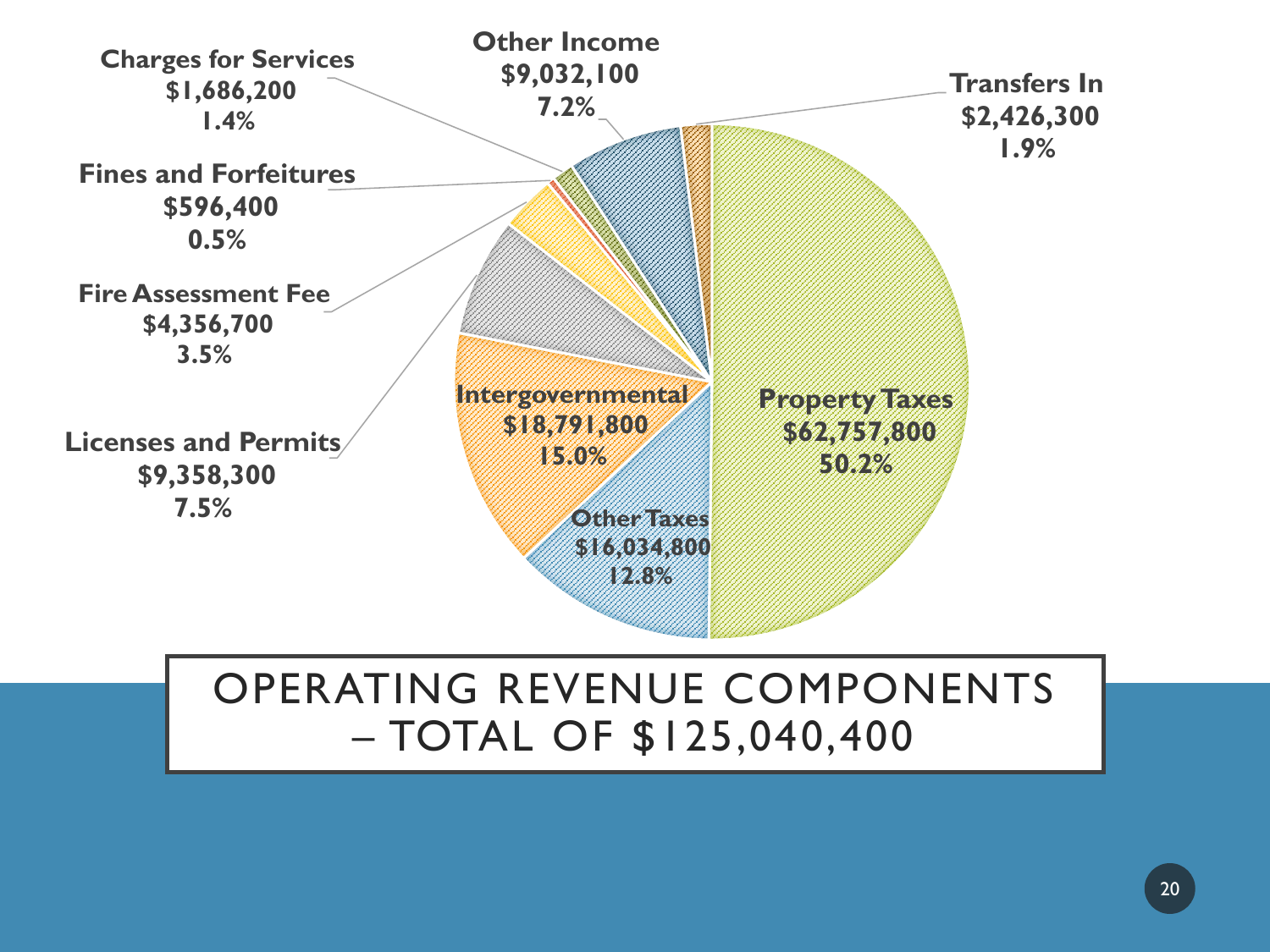# OPERATING REVENUE COMPONENTS – TOTAL OF $125,040,400

| Revenue Component | Amount | Percent |
|---|---|---|
| Property Taxes | $62,757,800 | 50.2% |
| Other Taxes | $16,034,800 | 12.8% |
| Intergovernmental | $18,791,800 | 15.0% |
| Licenses and Permits | $9,358,300 | 7.5% |
| Fire Assessment Fee | $4,356,700 | 3.5% |
| Fines and Forfeitures | $596,400 | 0.5% |
| Charges for Services | $1,686,200 | 1.4% |
| Other Income | $9,032,100 | 7.2% |
| Transfers In | $2,426,300 | 1.9% |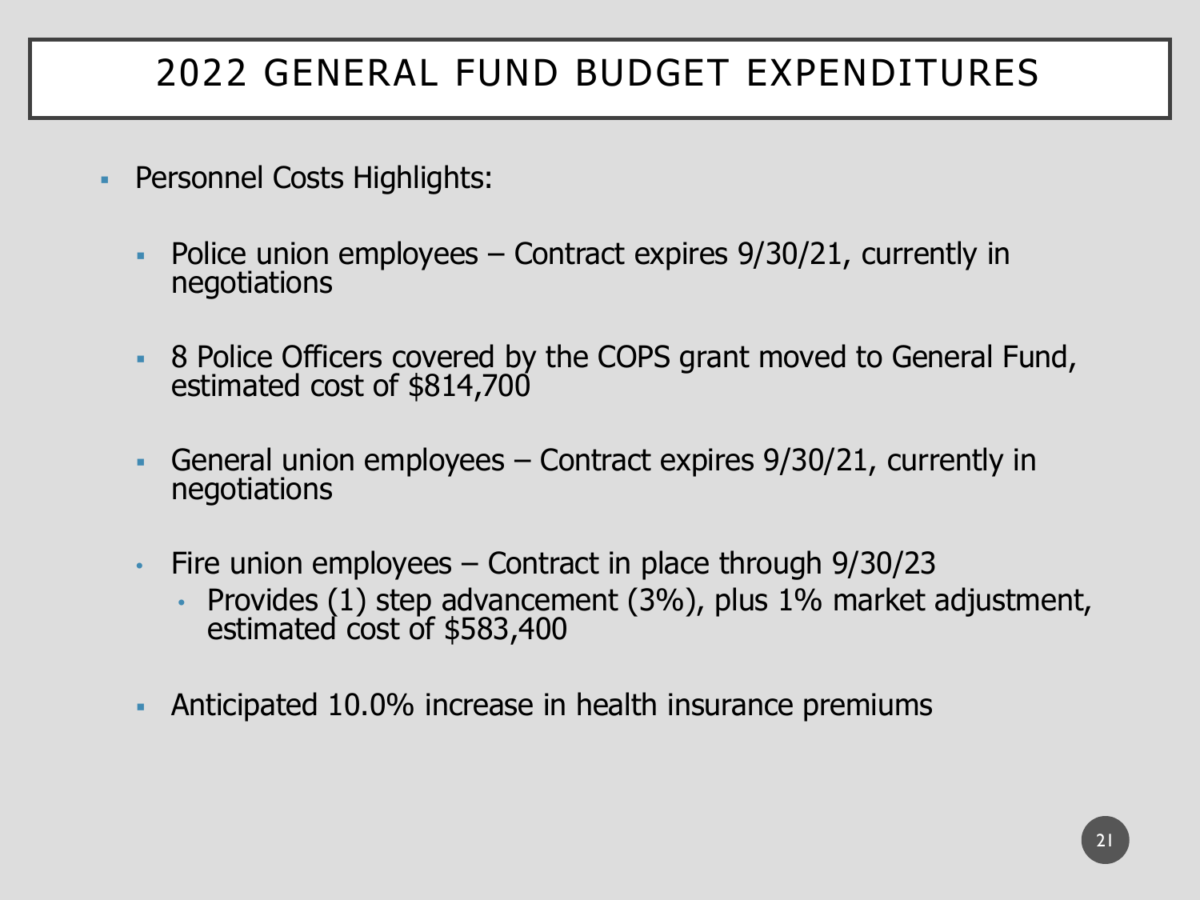# 2022 GENERAL FUND BUDGET EXPENDITURES

- Personnel Costs Highlights:
  - Police union employees – Contract expires 9/30/21, currently in negotiations
  - 8 Police Officers covered by the COPS grant moved to General Fund, estimated cost of $814,700
  - General union employees – Contract expires 9/30/21, currently in negotiations
  - Fire union employees – Contract in place through 9/30/23
    - Provides (1) step advancement (3%), plus 1% market adjustment, estimated cost of $583,400
  - Anticipated 10.0% increase in health insurance premiums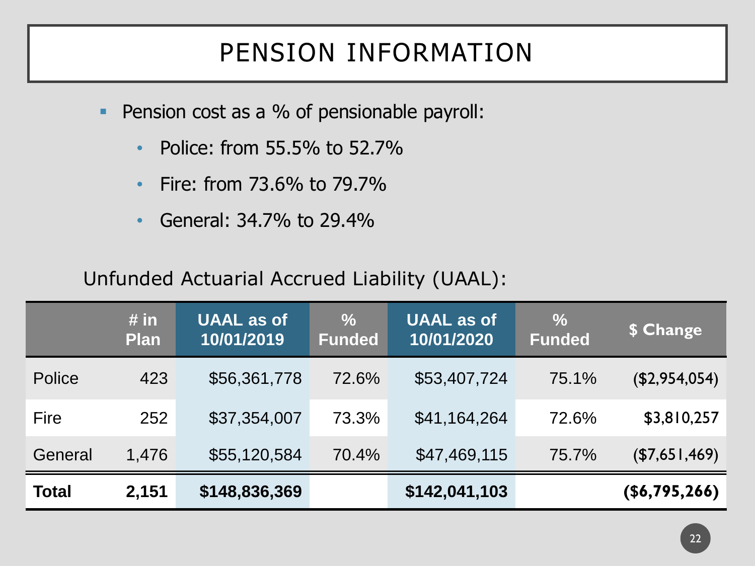# PENSION INFORMATION

- Pension cost as a % of pensionable payroll:
  - Police: from 55.5% to 52.7%
  - Fire: from 73.6% to 79.7%
  - General: 34.7% to 29.4%

Unfunded Actuarial Accrued Liability (UAAL):

| | # in Plan | UAAL as of 10/01/2019 | % Funded | UAAL as of 10/01/2020 | % Funded | $ Change |
|---|---|---|---|---|---|---|
| Police | 423 | $56,361,778 | 72.6% | $53,407,724 | 75.1% | ($2,954,054) |
| Fire | 252 | $37,354,007 | 73.3% | $41,164,264 | 72.6% | $3,810,257 |
| General | 1,476 | $55,120,584 | 70.4% | $47,469,115 | 75.7% | ($7,651,469) |
| **Total** | **2,151** | **$148,836,369** | | **$142,041,103** | | **($6,795,266)** |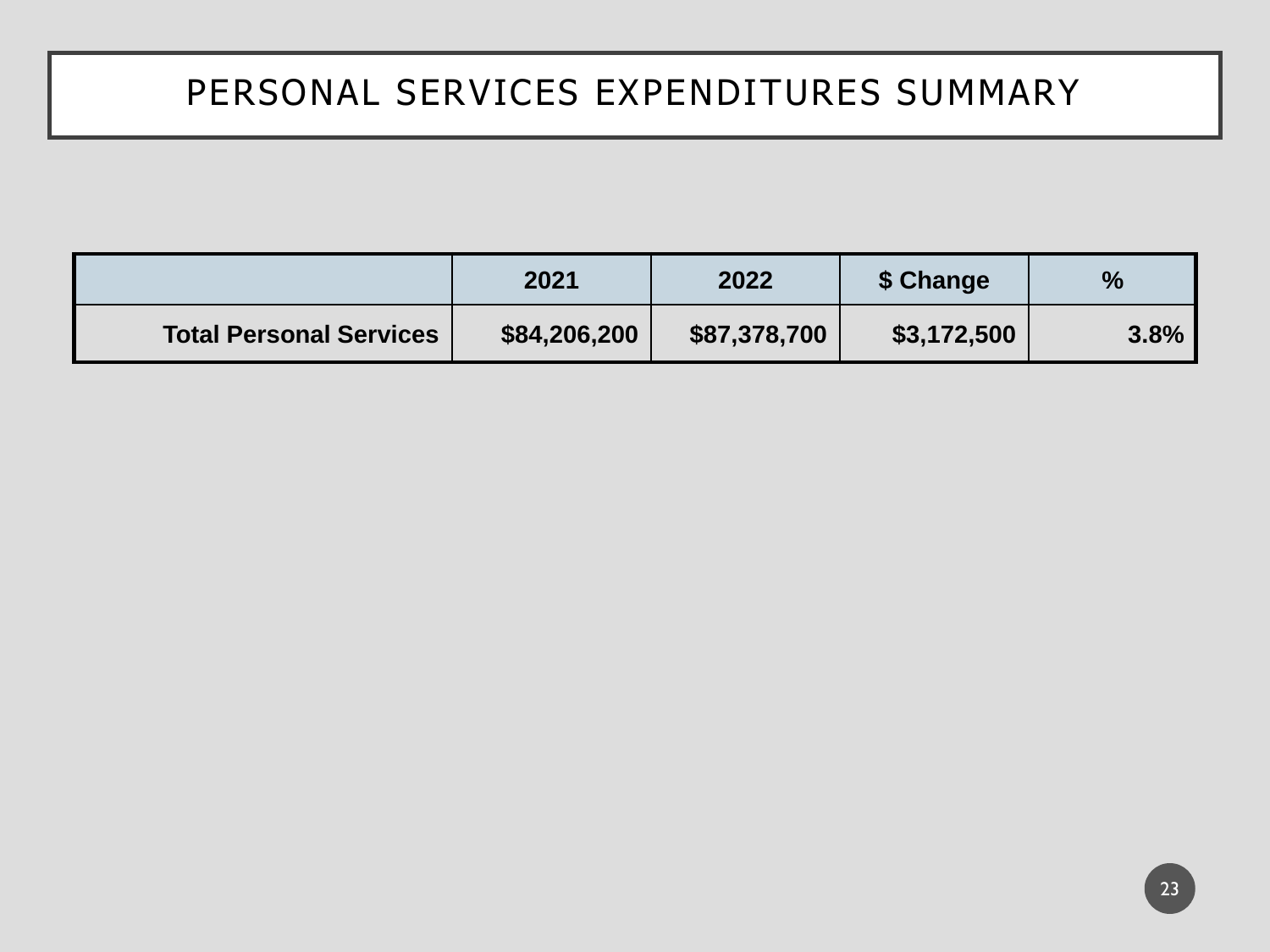# PERSONAL SERVICES EXPENDITURES SUMMARY

| | 2021 | 2022 | $ Change | % |
|---|---|---|---|---|
| **Total Personal Services** | **$84,206,200** | **$87,378,700** | **$3,172,500** | **3.8%** |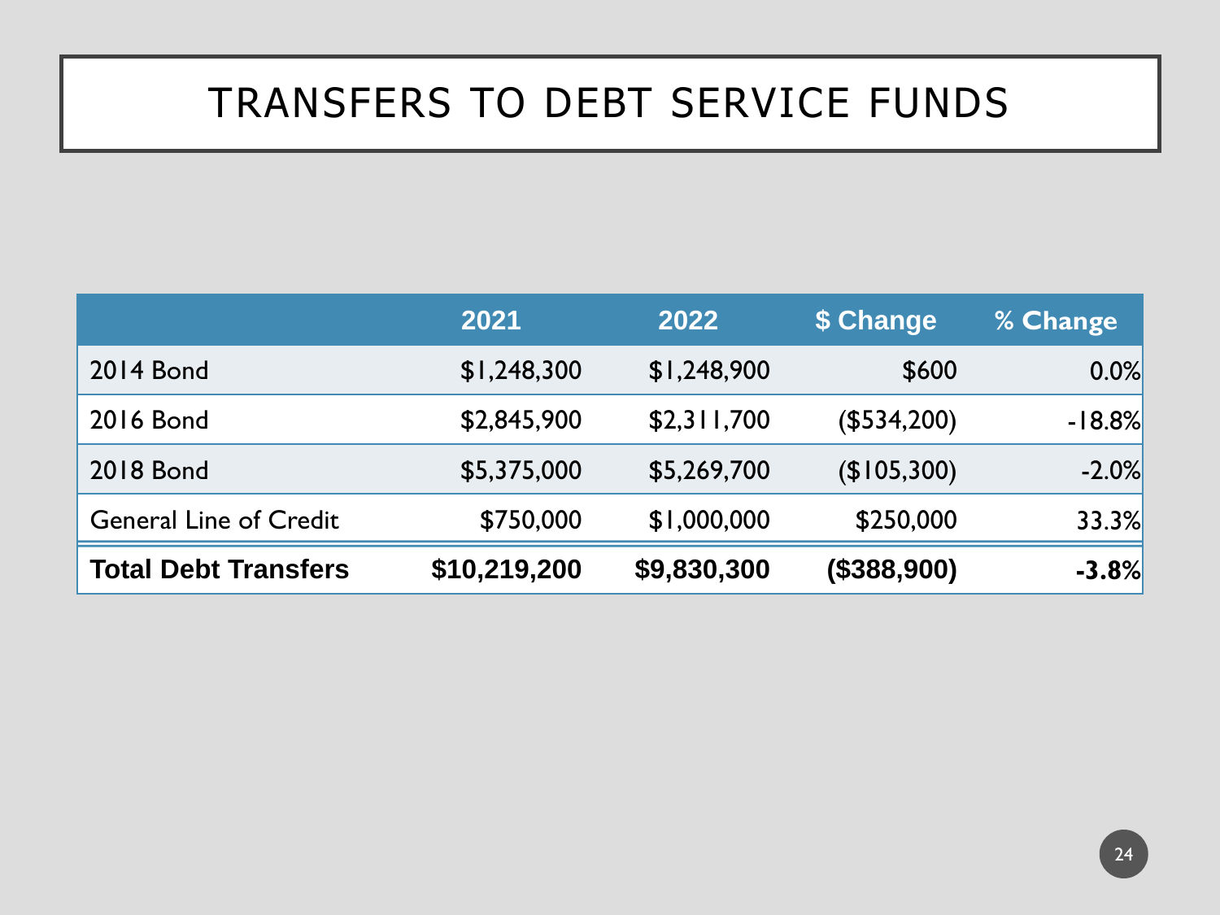# TRANSFERS TO DEBT SERVICE FUNDS

| | 2021 | 2022 | $ Change | % Change |
|---|---|---|---|---|
| 2014 Bond | $1,248,300 | $1,248,900 | $600 | 0.0% |
| 2016 Bond | $2,845,900 | $2,311,700 | ($534,200) | -18.8% |
| 2018 Bond | $5,375,000 | $5,269,700 | ($105,300) | -2.0% |
| General Line of Credit | $750,000 | $1,000,000 | $250,000 | 33.3% |
| **Total Debt Transfers** | **$10,219,200** | **$9,830,300** | **($388,900)** | **-3.8%** |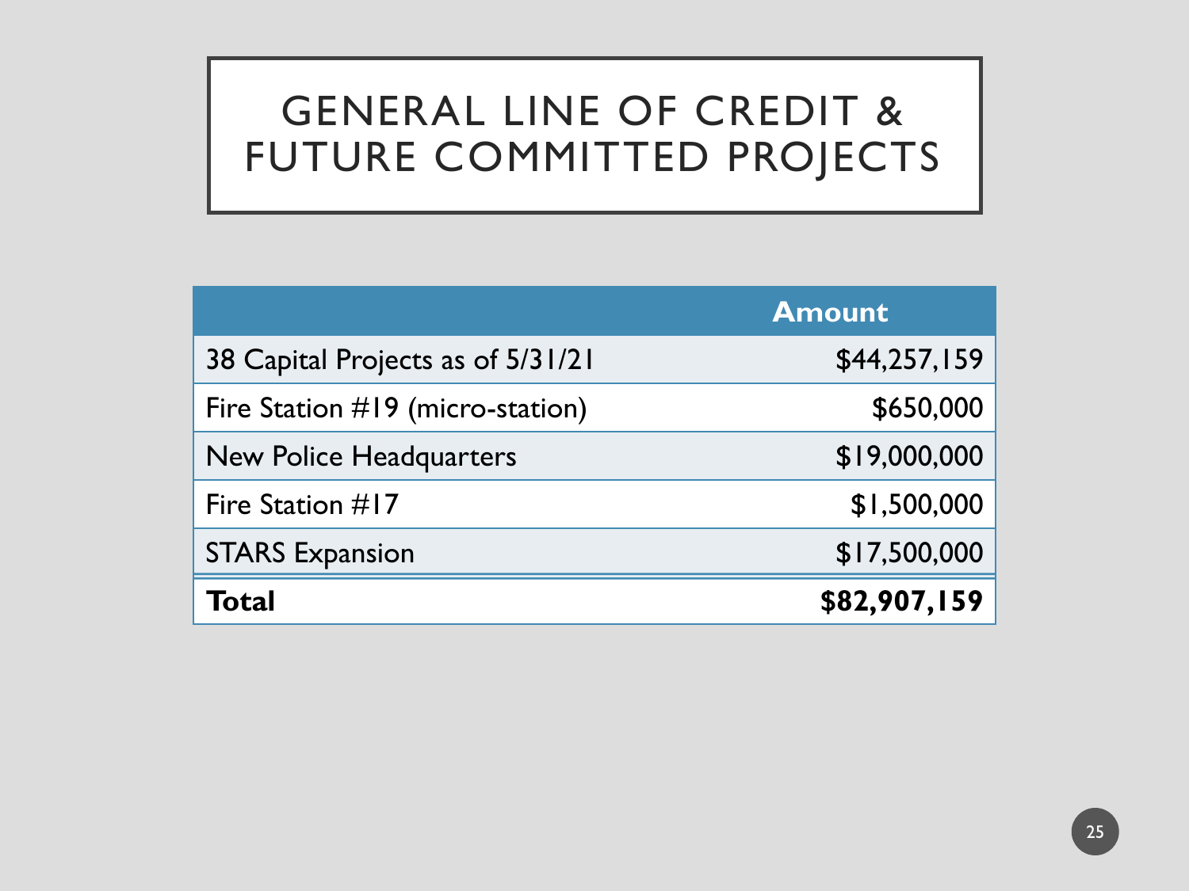# GENERAL LINE OF CREDIT & FUTURE COMMITTED PROJECTS

| | Amount |
|---|---:|
| 38 Capital Projects as of 5/31/21 | $44,257,159 |
| Fire Station #19 (micro-station) | $650,000 |
| New Police Headquarters | $19,000,000 |
| Fire Station #17 | $1,500,000 |
| STARS Expansion | $17,500,000 |
| **Total** | **$82,907,159** |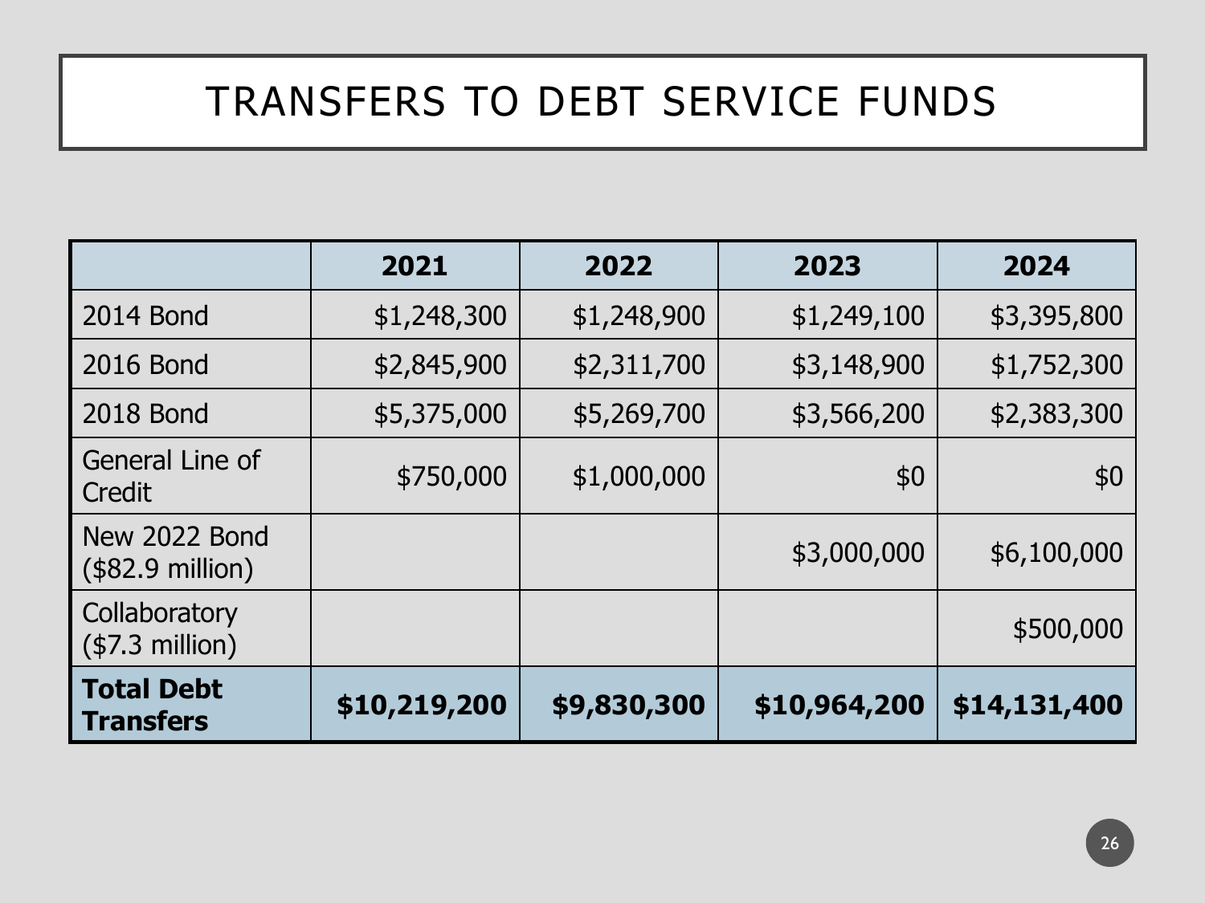# TRANSFERS TO DEBT SERVICE FUNDS

| | 2021 | 2022 | 2023 | 2024 |
|---|---:|---:|---:|---:|
| 2014 Bond | $1,248,300 | $1,248,900 | $1,249,100 | $3,395,800 |
| 2016 Bond | $2,845,900 | $2,311,700 | $3,148,900 | $1,752,300 |
| 2018 Bond | $5,375,000 | $5,269,700 | $3,566,200 | $2,383,300 |
| General Line of Credit | $750,000 | $1,000,000 | $0 | $0 |
| New 2022 Bond ($82.9 million) | | | $3,000,000 | $6,100,000 |
| Collaboratory ($7.3 million) | | | | $500,000 |
| **Total Debt Transfers** | **$10,219,200** | **$9,830,300** | **$10,964,200** | **$14,131,400** |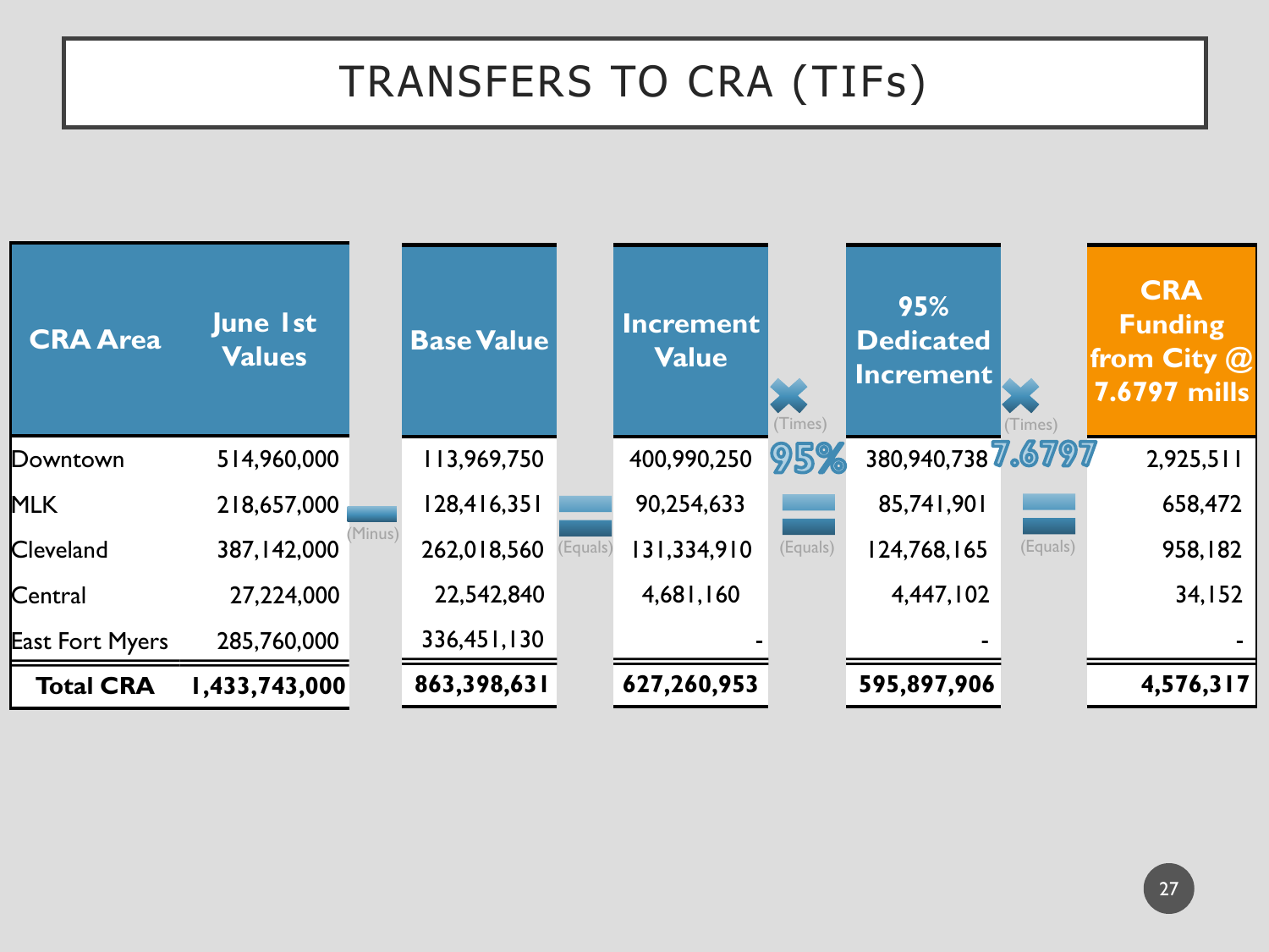# TRANSFERS TO CRA (TIFs)

| CRA Area | June 1st Values | (Minus) | Base Value | (Equals) | Increment Value | (Times) 95% (Equals) | 95% Dedicated Increment | (Times) 7.6797 (Equals) | CRA Funding from City @ 7.6797 mills |
|---|---|---|---|---|---|---|---|---|---|
| Downtown | 514,960,000 | | 113,969,750 | | 400,990,250 | | 380,940,738 | | 2,925,511 |
| MLK | 218,657,000 | | 128,416,351 | | 90,254,633 | | 85,741,901 | | 658,472 |
| Cleveland | 387,142,000 | | 262,018,560 | | 131,334,910 | | 124,768,165 | | 958,182 |
| Central | 27,224,000 | | 22,542,840 | | 4,681,160 | | 4,447,102 | | 34,152 |
| East Fort Myers | 285,760,000 | | 336,451,130 | | - | | - | | - |
| **Total CRA** | **1,433,743,000** | | **863,398,631** | | **627,260,953** | | **595,897,906** | | **4,576,317** |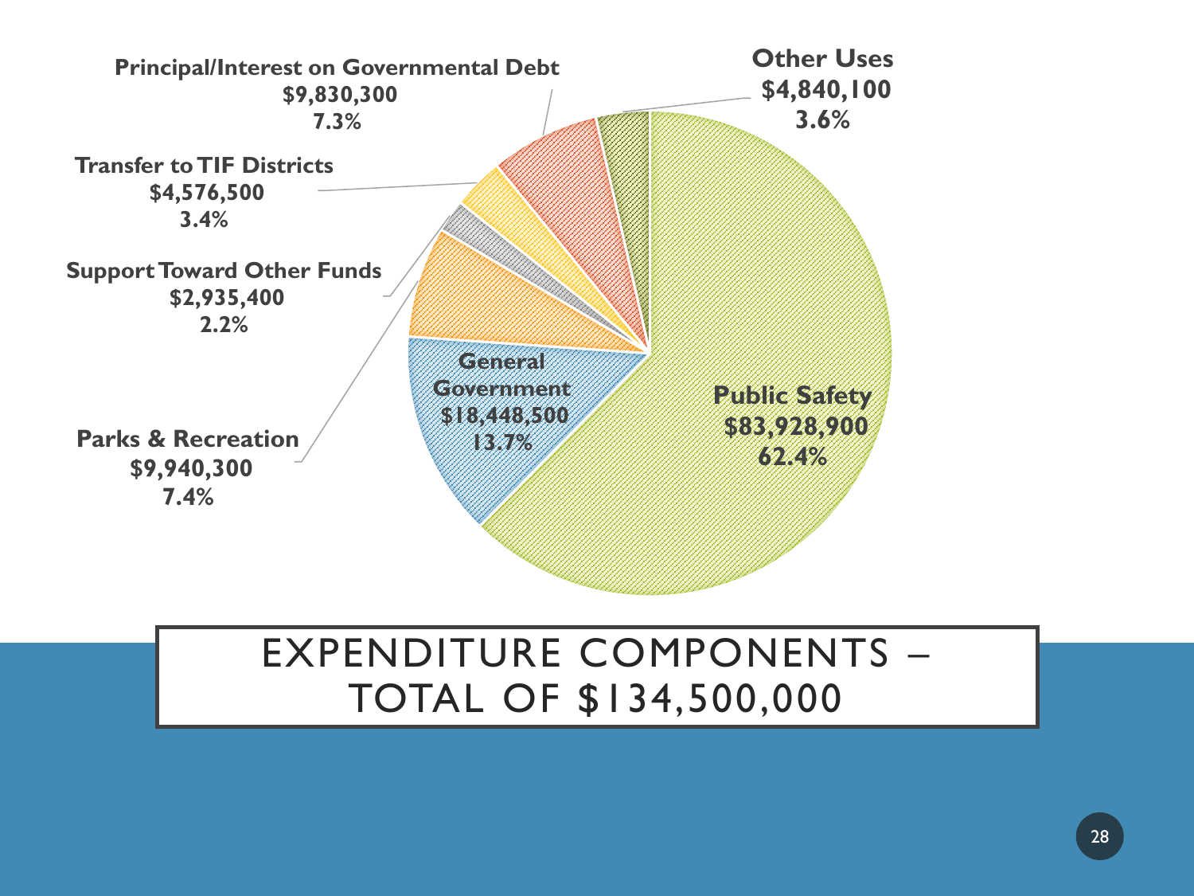# EXPENDITURE COMPONENTS – TOTAL OF $134,500,000

| Component | Amount | Percent |
| --- | --- | --- |
| Public Safety | $83,928,900 | 62.4% |
| General Government | $18,448,500 | 13.7% |
| Parks & Recreation | $9,940,300 | 7.4% |
| Support Toward Other Funds | $2,935,400 | 2.2% |
| Transfer to TIF Districts | $4,576,500 | 3.4% |
| Principal/Interest on Governmental Debt | $9,830,300 | 7.3% |
| Other Uses | $4,840,100 | 3.6% |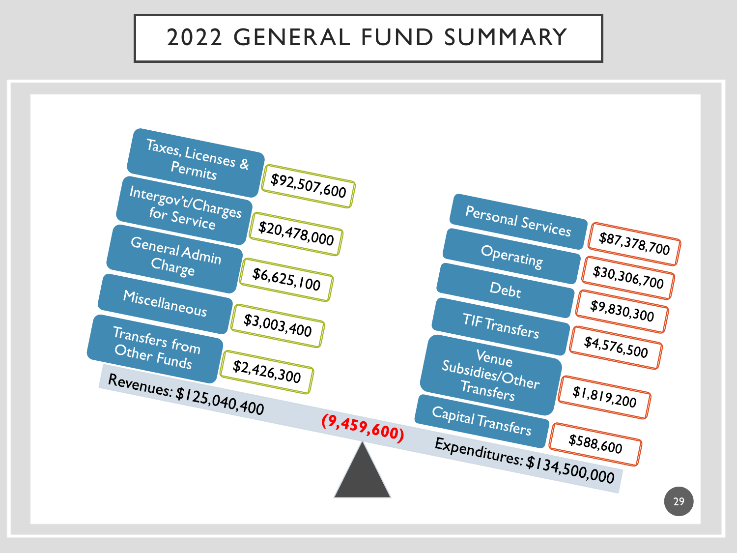# 2022 GENERAL FUND SUMMARY

| Revenues | Amount |
| --- | --- |
| Taxes, Licenses & Permits | $92,507,600 |
| Intergov't/Charges for Service | $20,478,000 |
| General Admin Charge | $6,625,100 |
| Miscellaneous | $3,003,400 |
| Transfers from Other Funds | $2,426,300 |
| **Revenues** | **$125,040,400** |

| Expenditures | Amount |
| --- | --- |
| Personal Services | $87,378,700 |
| Operating | $30,306,700 |
| Debt | $9,830,300 |
| TIF Transfers | $4,576,500 |
| Venue Subsidies/Other Transfers | $1,819,200 |
| Capital Transfers | $588,600 |
| **Expenditures** | **$134,500,000** |

**(9,459,600)**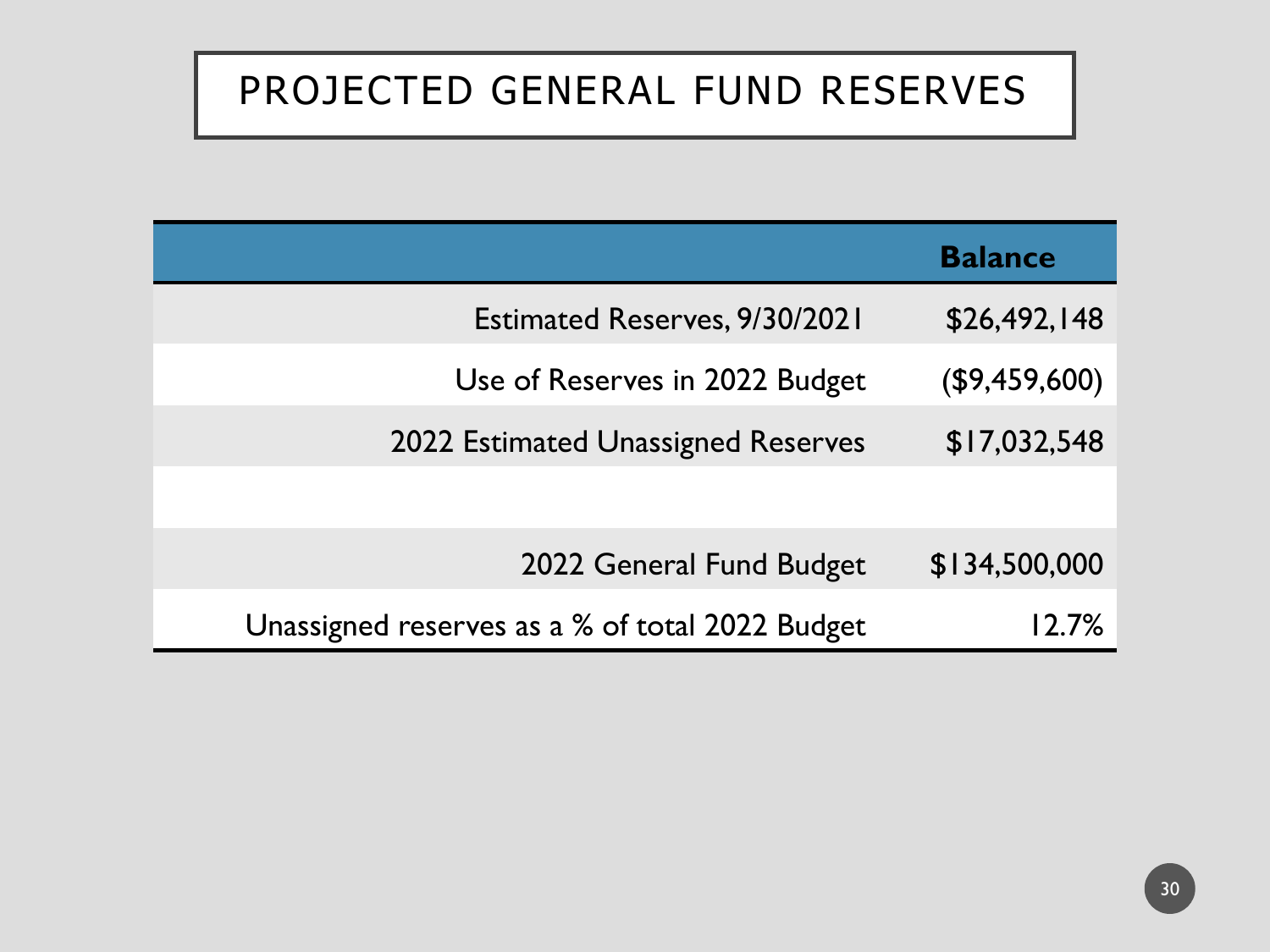# PROJECTED GENERAL FUND RESERVES

| | Balance |
|---:|---:|
| Estimated Reserves, 9/30/2021 | $26,492,148 |
| Use of Reserves in 2022 Budget | ($9,459,600) |
| 2022 Estimated Unassigned Reserves | $17,032,548 |
| | |
| 2022 General Fund Budget | $134,500,000 |
| Unassigned reserves as a % of total 2022 Budget | 12.7% |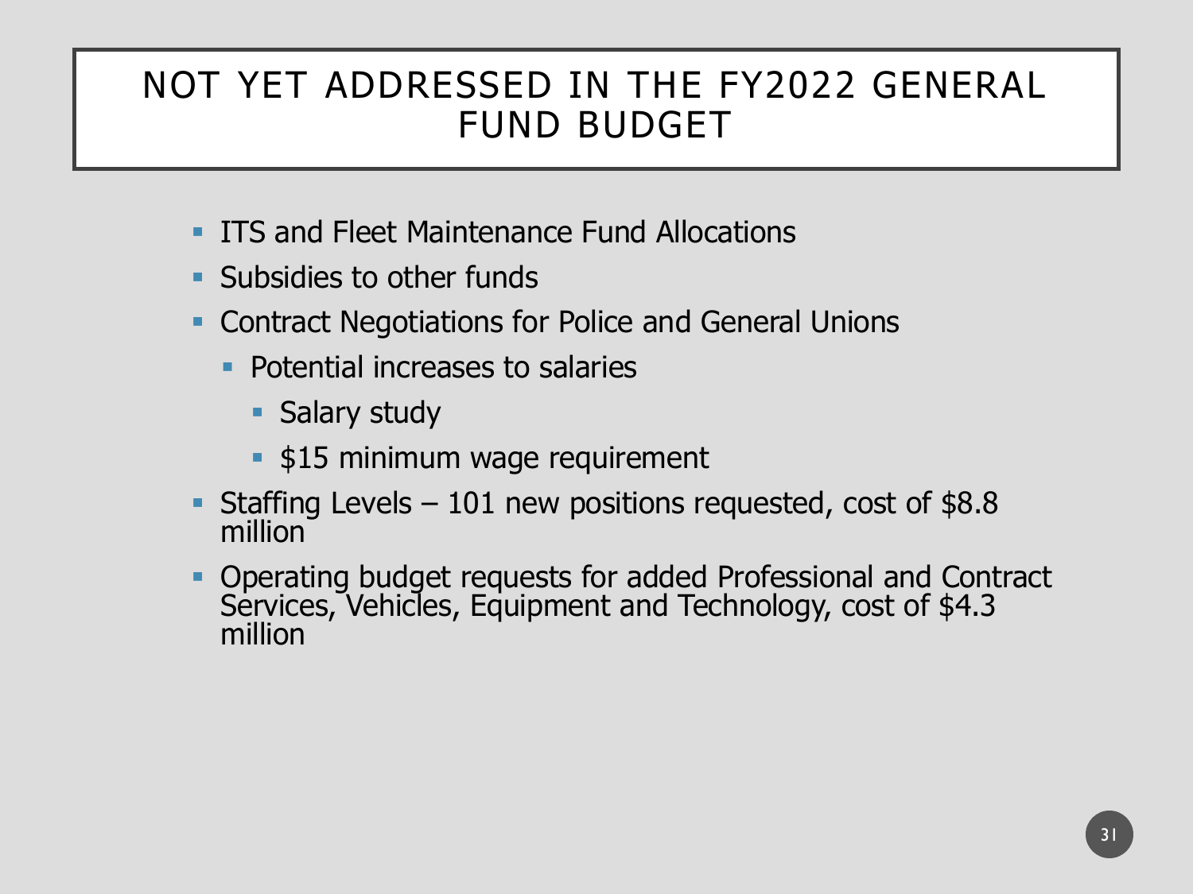# NOT YET ADDRESSED IN THE FY2022 GENERAL FUND BUDGET

- ITS and Fleet Maintenance Fund Allocations
- Subsidies to other funds
- Contract Negotiations for Police and General Unions
  - Potential increases to salaries
    - Salary study
    - $15 minimum wage requirement
- Staffing Levels – 101 new positions requested, cost of $8.8 million
- Operating budget requests for added Professional and Contract Services, Vehicles, Equipment and Technology, cost of $4.3 million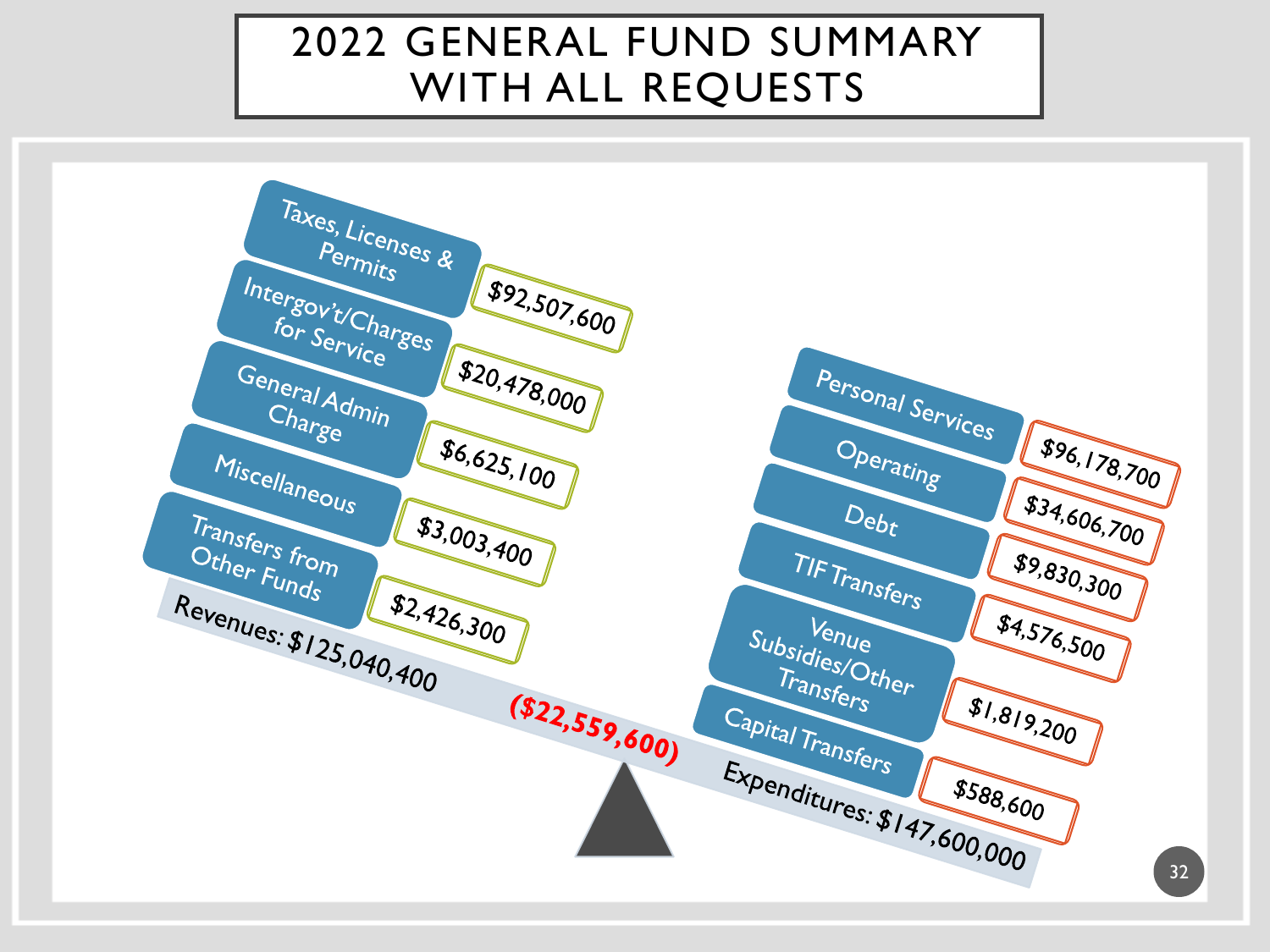# 2022 GENERAL FUND SUMMARY WITH ALL REQUESTS

| Revenues | Amount |
| --- | --- |
| Taxes, Licenses & Permits | $92,507,600 |
| Intergov't/Charges for Service | $20,478,000 |
| General Admin Charge | $6,625,100 |
| Miscellaneous | $3,003,400 |
| Transfers from Other Funds | $2,426,300 |
| **Revenues** | **$125,040,400** |

| Expenditures | Amount |
| --- | --- |
| Personal Services | $96,178,700 |
| Operating | $34,606,700 |
| Debt | $9,830,300 |
| TIF Transfers | $4,576,500 |
| Venue Subsidies/Other Transfers | $1,819,200 |
| Capital Transfers | $588,600 |
| **Expenditures** | **$147,600,000** |

**($22,559,600)**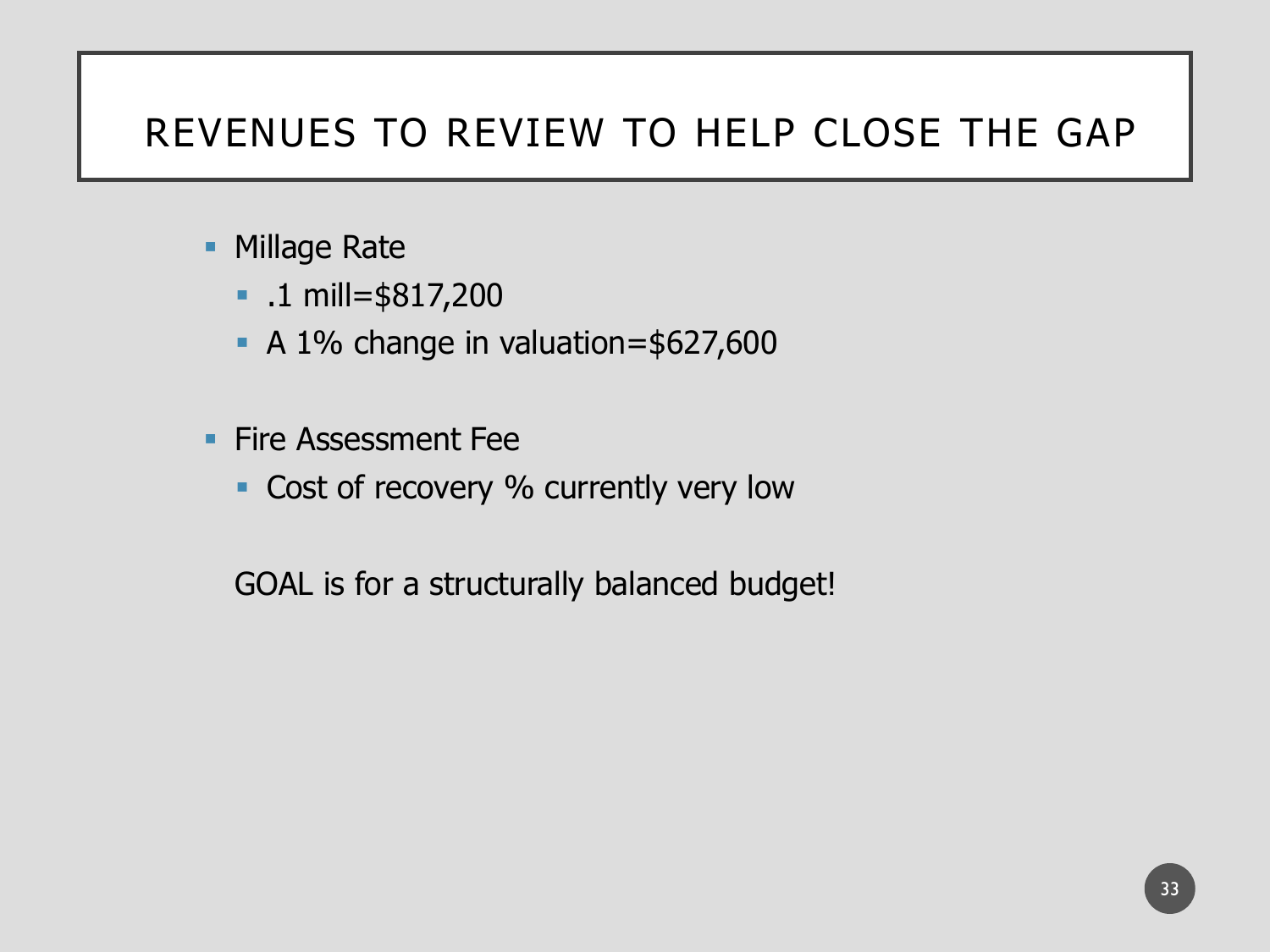# REVENUES TO REVIEW TO HELP CLOSE THE GAP

- Millage Rate
  - .1 mill=$817,200
  - A 1% change in valuation=$627,600

- Fire Assessment Fee
  - Cost of recovery % currently very low

GOAL is for a structurally balanced budget!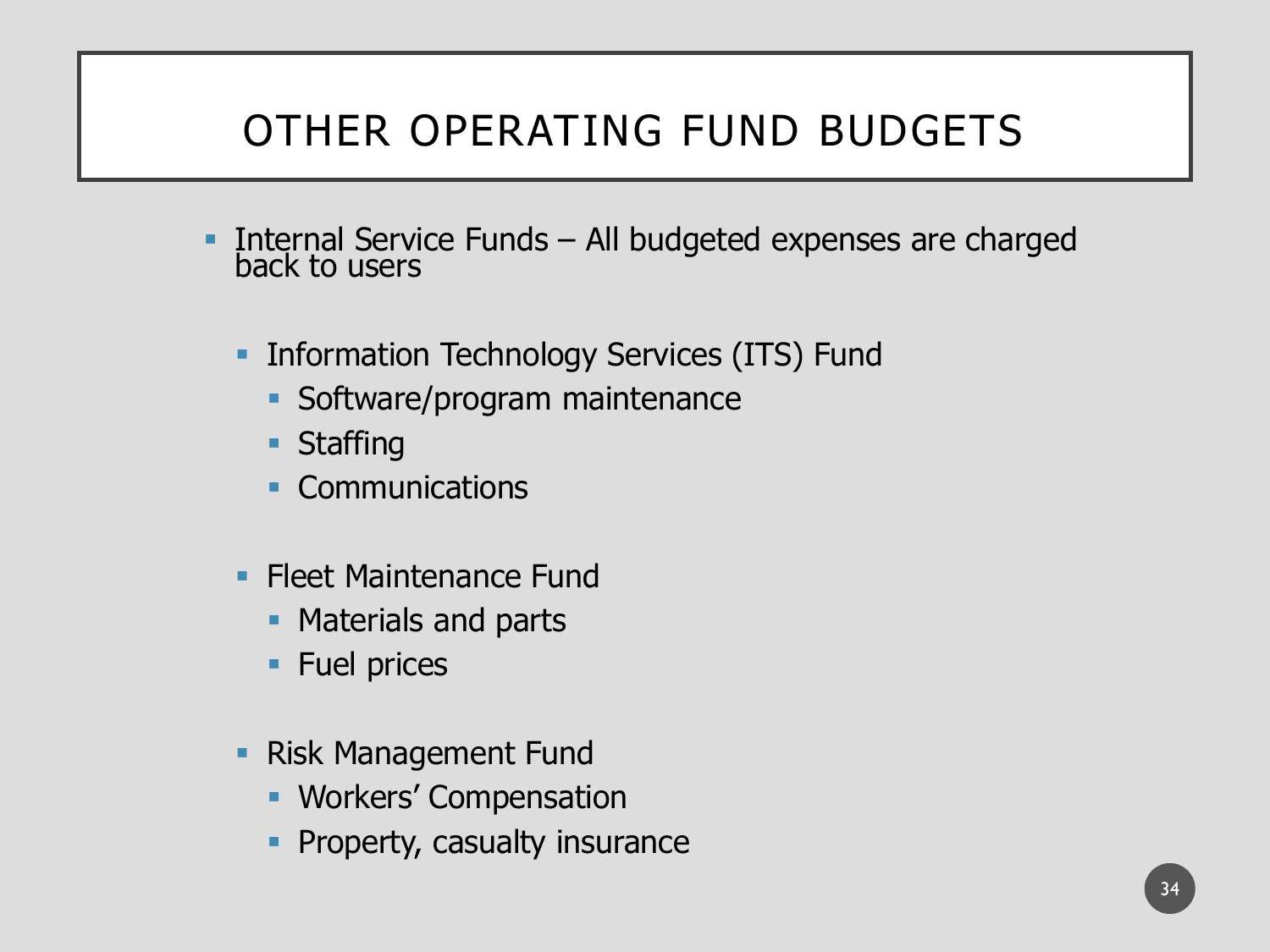# OTHER OPERATING FUND BUDGETS

- Internal Service Funds – All budgeted expenses are charged back to users
  - Information Technology Services (ITS) Fund
    - Software/program maintenance
    - Staffing
    - Communications
  - Fleet Maintenance Fund
    - Materials and parts
    - Fuel prices
  - Risk Management Fund
    - Workers' Compensation
    - Property, casualty insurance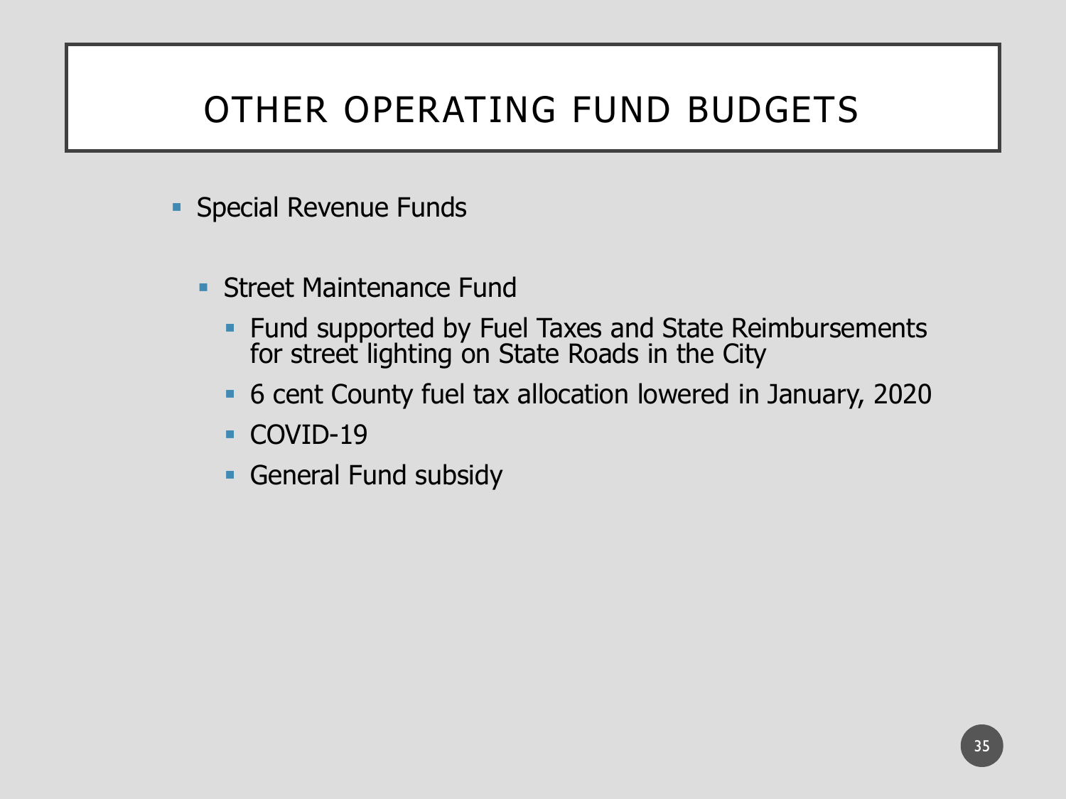# OTHER OPERATING FUND BUDGETS

- Special Revenue Funds
  - Street Maintenance Fund
    - Fund supported by Fuel Taxes and State Reimbursements for street lighting on State Roads in the City
    - 6 cent County fuel tax allocation lowered in January, 2020
    - COVID-19
    - General Fund subsidy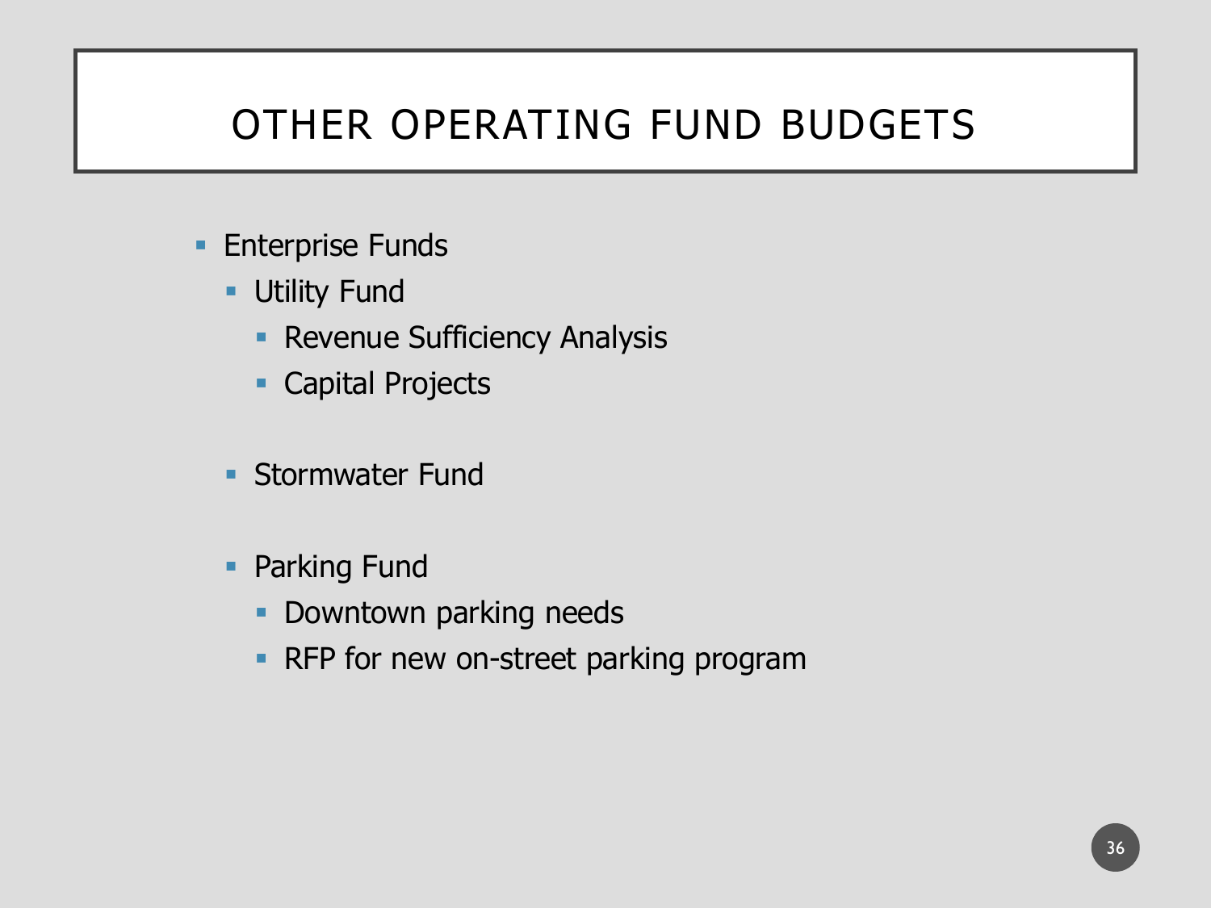# OTHER OPERATING FUND BUDGETS

- Enterprise Funds
  - Utility Fund
    - Revenue Sufficiency Analysis
    - Capital Projects
  - Stormwater Fund
  - Parking Fund
    - Downtown parking needs
    - RFP for new on-street parking program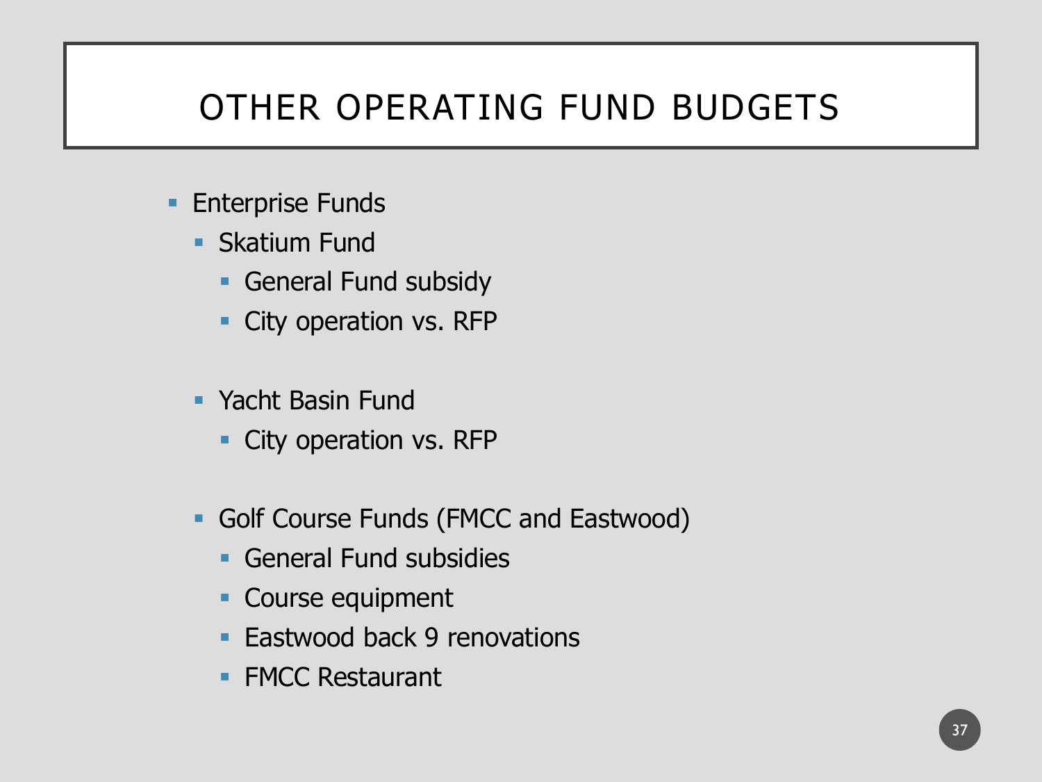# OTHER OPERATING FUND BUDGETS

- Enterprise Funds
  - Skatium Fund
    - General Fund subsidy
    - City operation vs. RFP
  - Yacht Basin Fund
    - City operation vs. RFP
  - Golf Course Funds (FMCC and Eastwood)
    - General Fund subsidies
    - Course equipment
    - Eastwood back 9 renovations
    - FMCC Restaurant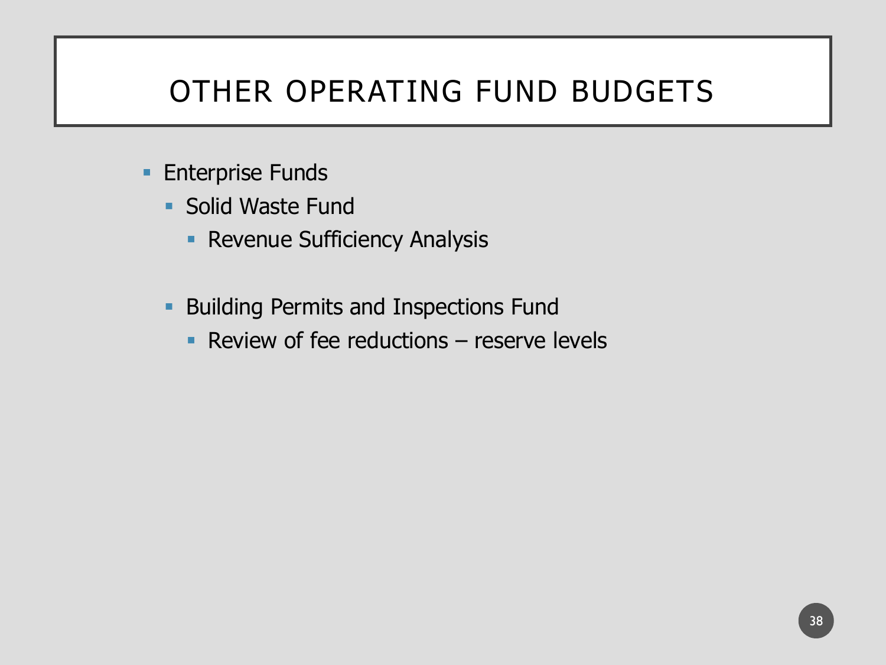# OTHER OPERATING FUND BUDGETS

- Enterprise Funds
  - Solid Waste Fund
    - Revenue Sufficiency Analysis

  - Building Permits and Inspections Fund
    - Review of fee reductions – reserve levels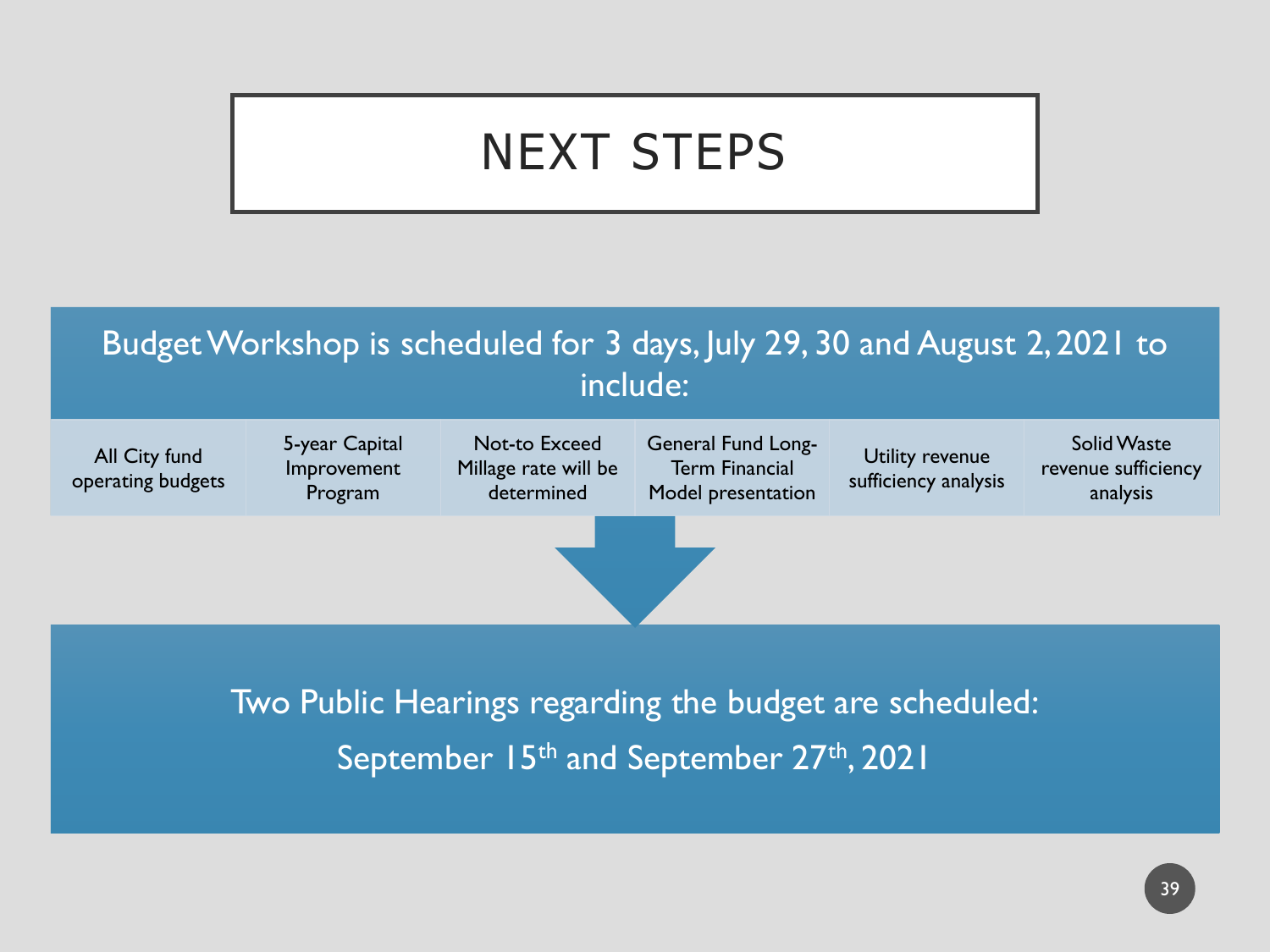# NEXT STEPS

Budget Workshop is scheduled for 3 days, July 29, 30 and August 2, 2021 to include:

- All City fund operating budgets
- 5-year Capital Improvement Program
- Not-to Exceed Millage rate will be determined
- General Fund Long-Term Financial Model presentation
- Utility revenue sufficiency analysis
- Solid Waste revenue sufficiency analysis

Two Public Hearings regarding the budget are scheduled:

September 15th and September 27th, 2021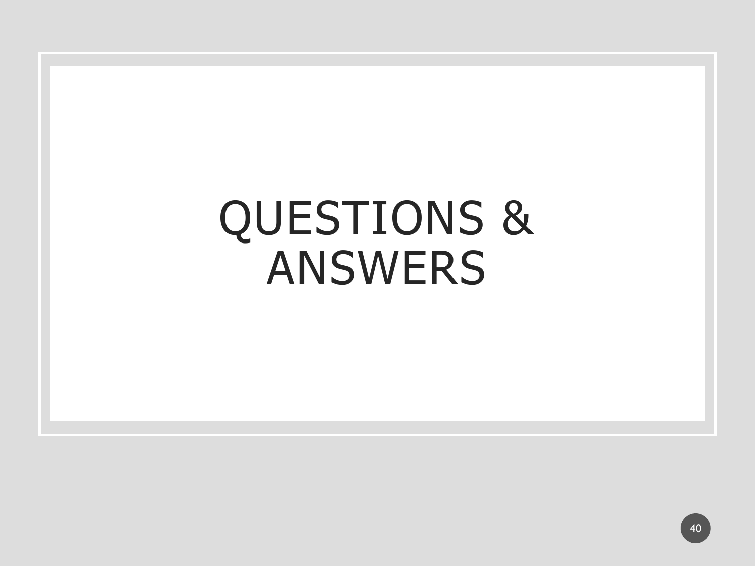# QUESTIONS & ANSWERS